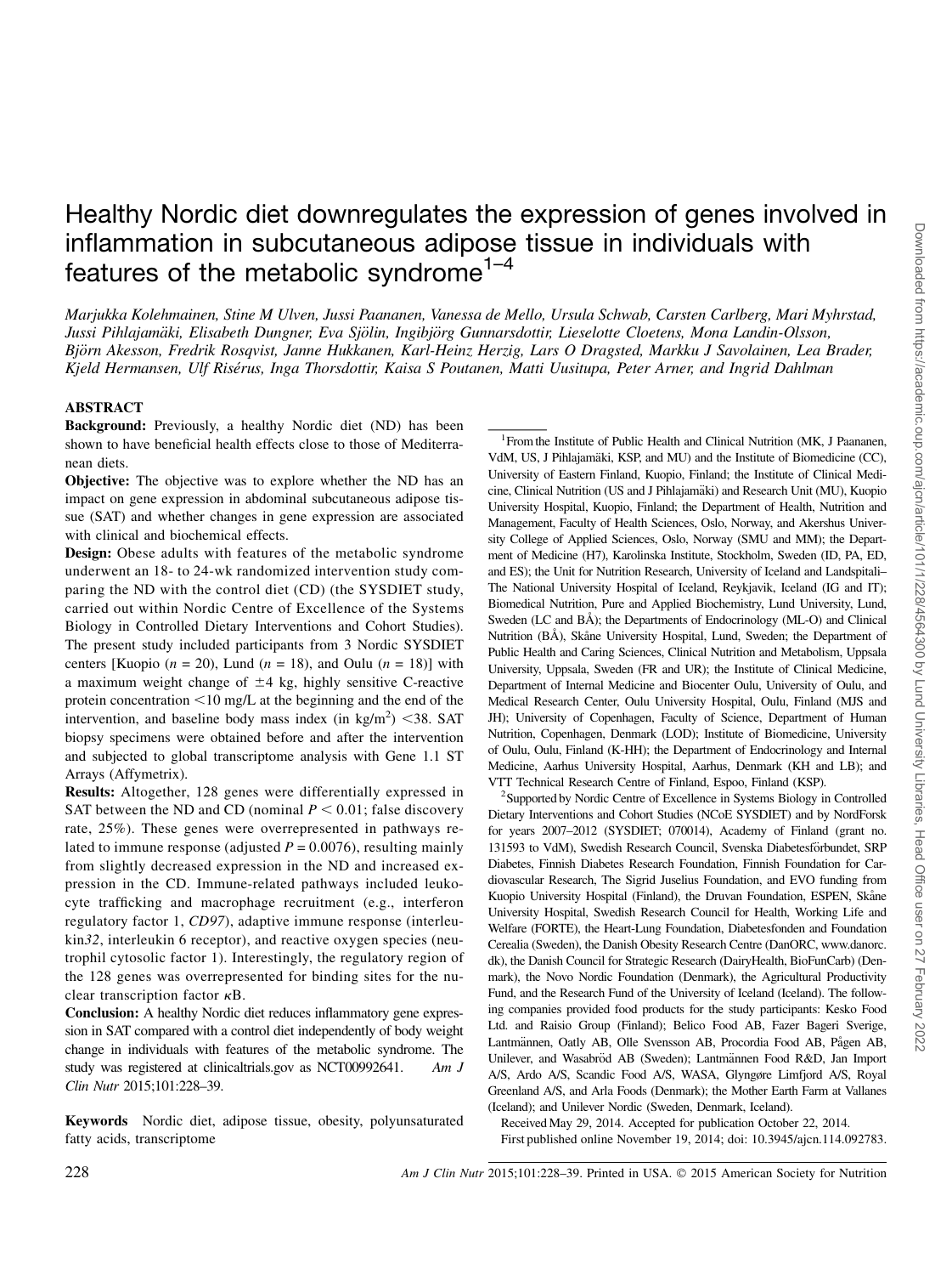# Healthy Nordic diet downregulates the expression of genes involved in inflammation in subcutaneous adipose tissue in individuals with features of the metabolic syndrome[1–4]

*Marjukka Kolehmainen, Stine M Ulven, Jussi Paananen, Vanessa de Mello, Ursula Schwab, Carsten Carlberg, Mari Myhrstad, Jussi Pihlajamäki, Elisabeth Dungner, Eva Sjölin, Ingibjörg Gunnarsdottir, Lieselotte Cloetens, Mona Landin-Olsson, Björn Akesson, Fredrik Rosqvist, Janne Hukkanen, Karl-Heinz Herzig, Lars O Dragsted, Markku J Savolainen, Lea Brader, Kjeld Hermansen, Ulf Risérus, Inga Thorsdottir, Kaisa S Poutanen, Matti Uusitupa, Peter Arner, and Ingrid Dahlman*

## ABSTRACT

**Background:** Previously, a healthy Nordic diet (ND) has been shown to have beneficial health effects close to those of Mediterranean diets.

**Objective:** The objective was to explore whether the ND has an impact on gene expression in abdominal subcutaneous adipose tissue (SAT) and whether changes in gene expression are associated with clinical and biochemical effects.

**Design:** Obese adults with features of the metabolic syndrome underwent an 18- to 24-wk randomized intervention study comparing the ND with the control diet (CD) (the SYSDIET study, carried out within Nordic Centre of Excellence of the Systems Biology in Controlled Dietary Interventions and Cohort Studies). The present study included participants from 3 Nordic SYSDIET centers [Kuopio ($n = 20$), Lund ($n = 18$), and Oulu ($n = 18$)] with a maximum weight change of ±4 kg, highly sensitive C-reactive protein concentration <10 mg/L at the beginning and the end of the intervention, and baseline body mass index (in kg/m$^2$) <38. SAT biopsy specimens were obtained before and after the intervention and subjected to global transcriptome analysis with Gene 1.1 ST Arrays (Affymetrix).

**Results:** Altogether, 128 genes were differentially expressed in SAT between the ND and CD (nominal $P < 0.01$; false discovery rate, 25%). These genes were overrepresented in pathways related to immune response (adjusted $P = 0.0076$), resulting mainly from slightly decreased expression in the ND and increased expression in the CD. Immune-related pathways included leukocyte trafficking and macrophage recruitment (e.g., interferon regulatory factor 1, *CD97*), adaptive immune response (interleukin*32*, interleukin 6 receptor), and reactive oxygen species (neutrophil cytosolic factor 1). Interestingly, the regulatory region of the 128 genes was overrepresented for binding sites for the nuclear transcription factor κB.

**Conclusion:** A healthy Nordic diet reduces inflammatory gene expression in SAT compared with a control diet independently of body weight change in individuals with features of the metabolic syndrome. The study was registered at clinicaltrials.gov as NCT00992641. *Am J Clin Nutr* 2015;101:228–39.

**Keywords** Nordic diet, adipose tissue, obesity, polyunsaturated fatty acids, transcriptome

---

[1] From the Institute of Public Health and Clinical Nutrition (MK, J Paananen, VdM, US, J Pihlajamäki, KSP, and MU) and the Institute of Biomedicine (CC), University of Eastern Finland, Kuopio, Finland; the Institute of Clinical Medicine, Clinical Nutrition (US and J Pihlajamäki) and Research Unit (MU), Kuopio University Hospital, Kuopio, Finland; the Department of Health, Nutrition and Management, Faculty of Health Sciences, Oslo, Norway, and Akershus University College of Applied Sciences, Oslo, Norway (SMU and MM); the Department of Medicine (H7), Karolinska Institute, Stockholm, Sweden (ID, PA, ED, and ES); the Unit for Nutrition Research, University of Iceland and Landspitali–The National University Hospital of Iceland, Reykjavik, Iceland (IG and IT); Biomedical Nutrition, Pure and Applied Biochemistry, Lund University, Lund, Sweden (LC and BÅ); the Departments of Endocrinology (ML-O) and Clinical Nutrition (BÅ), Skåne University Hospital, Lund, Sweden; the Department of Public Health and Caring Sciences, Clinical Nutrition and Metabolism, Uppsala University, Uppsala, Sweden (FR and UR); the Institute of Clinical Medicine, Department of Internal Medicine and Biocenter Oulu, University of Oulu, and Medical Research Center, Oulu University Hospital, Oulu, Finland (MJS and JH); University of Copenhagen, Faculty of Science, Department of Human Nutrition, Copenhagen, Denmark (LOD); Institute of Biomedicine, University of Oulu, Oulu, Finland (K-HH); the Department of Endocrinology and Internal Medicine, Aarhus University Hospital, Aarhus, Denmark (KH and LB); and VTT Technical Research Centre of Finland, Espoo, Finland (KSP).

[2] Supported by Nordic Centre of Excellence in Systems Biology in Controlled Dietary Interventions and Cohort Studies (NCoE SYSDIET) and by NordForsk for years 2007–2012 (SYSDIET; 070014), Academy of Finland (grant no. 131593 to VdM), Swedish Research Council, Svenska Diabetesförbundet, SRP Diabetes, Finnish Diabetes Research Foundation, Finnish Foundation for Cardiovascular Research, The Sigrid Juselius Foundation, and EVO funding from Kuopio University Hospital (Finland), the Druvan Foundation, ESPEN, Skåne University Hospital, Swedish Research Council for Health, Working Life and Welfare (FORTE), the Heart-Lung Foundation, Diabetesfonden and Foundation Cerealia (Sweden), the Danish Obesity Research Centre (DanORC, www.danorc.dk), the Danish Council for Strategic Research (DairyHealth, BioFunCarb) (Denmark), the Novo Nordic Foundation (Denmark), the Agricultural Productivity Fund, and the Research Fund of the University of Iceland (Iceland). The following companies provided food products for the study participants: Kesko Food Ltd. and Raisio Group (Finland); Belico Food AB, Fazer Bageri Sverige, Lantmännen, Oatly AB, Olle Svensson AB, Procordia Food AB, Pågen AB, Unilever, and Wasabröd AB (Sweden); Lantmännen Food R&D, Jan Import A/S, Ardo A/S, Scandic Food A/S, WASA, Glyngøre Limfjord A/S, Royal Greenland A/S, and Arla Foods (Denmark); the Mother Earth Farm at Vallanes (Iceland); and Unilever Nordic (Sweden, Denmark, Iceland).

Received May 29, 2014. Accepted for publication October 22, 2014.

First published online November 19, 2014; doi: 10.3945/ajcn.114.092783.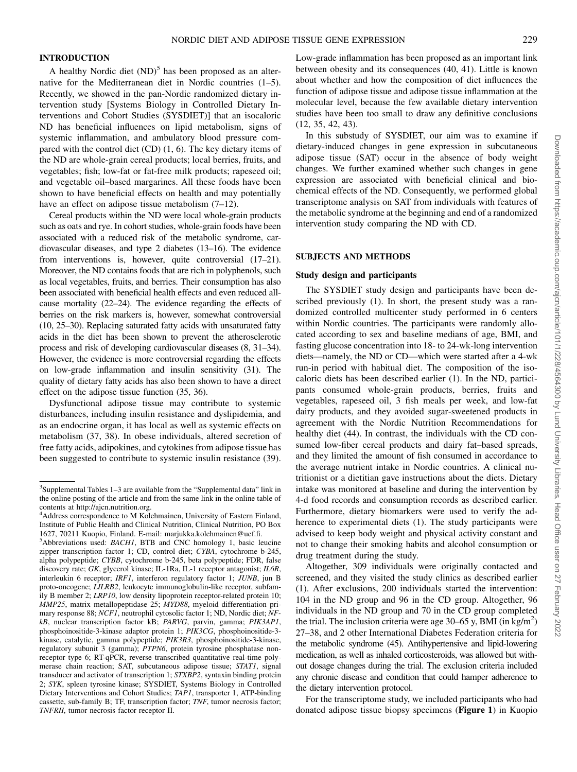## INTRODUCTION

A healthy Nordic diet (ND)[5] has been proposed as an alternative for the Mediterranean diet in Nordic countries (1–5). Recently, we showed in the pan-Nordic randomized dietary intervention study [Systems Biology in Controlled Dietary Interventions and Cohort Studies (SYSDIET)] that an isocaloric ND has beneficial influences on lipid metabolism, signs of systemic inflammation, and ambulatory blood pressure compared with the control diet (CD) (1, 6). The key dietary items of the ND are whole-grain cereal products; local berries, fruits, and vegetables; fish; low-fat or fat-free milk products; rapeseed oil; and vegetable oil–based margarines. All these foods have been shown to have beneficial effects on health and may potentially have an effect on adipose tissue metabolism (7–12).

Cereal products within the ND were local whole-grain products such as oats and rye. In cohort studies, whole-grain foods have been associated with a reduced risk of the metabolic syndrome, cardiovascular diseases, and type 2 diabetes (13–16). The evidence from interventions is, however, quite controversial (17–21). Moreover, the ND contains foods that are rich in polyphenols, such as local vegetables, fruits, and berries. Their consumption has also been associated with beneficial health effects and even reduced all-cause mortality (22–24). The evidence regarding the effects of berries on the risk markers is, however, somewhat controversial (10, 25–30). Replacing saturated fatty acids with unsaturated fatty acids in the diet has been shown to prevent the atherosclerotic process and risk of developing cardiovascular diseases (8, 31–34). However, the evidence is more controversial regarding the effects on low-grade inflammation and insulin sensitivity (31). The quality of dietary fatty acids has also been shown to have a direct effect on the adipose tissue function (35, 36).

Dysfunctional adipose tissue may contribute to systemic disturbances, including insulin resistance and dyslipidemia, and as an endocrine organ, it has local as well as systemic effects on metabolism (37, 38). In obese individuals, altered secretion of free fatty acids, adipokines, and cytokines from adipose tissue has been suggested to contribute to systemic insulin resistance (39). Low-grade inflammation has been proposed as an important link between obesity and its consequences (40, 41). Little is known about whether and how the composition of diet influences the function of adipose tissue and adipose tissue inflammation at the molecular level, because the few available dietary intervention studies have been too small to draw any definitive conclusions (12, 35, 42, 43).

In this substudy of SYSDIET, our aim was to examine if dietary-induced changes in gene expression in subcutaneous adipose tissue (SAT) occur in the absence of body weight changes. We further examined whether such changes in gene expression are associated with beneficial clinical and biochemical effects of the ND. Consequently, we performed global transcriptome analysis on SAT from individuals with features of the metabolic syndrome at the beginning and end of a randomized intervention study comparing the ND with CD.

## SUBJECTS AND METHODS

### Study design and participants

The SYSDIET study design and participants have been described previously (1). In short, the present study was a randomized controlled multicenter study performed in 6 centers within Nordic countries. The participants were randomly allocated according to sex and baseline medians of age, BMI, and fasting glucose concentration into 18- to 24-wk-long intervention diets—namely, the ND or CD—which were started after a 4-wk run-in period with habitual diet. The composition of the isocaloric diets has been described earlier (1). In the ND, participants consumed whole-grain products, berries, fruits and vegetables, rapeseed oil, 3 fish meals per week, and low-fat dairy products, and they avoided sugar-sweetened products in agreement with the Nordic Nutrition Recommendations for healthy diet (44). In contrast, the individuals with the CD consumed low-fiber cereal products and dairy fat–based spreads, and they limited the amount of fish consumed in accordance to the average nutrient intake in Nordic countries. A clinical nutritionist or a dietitian gave instructions about the diets. Dietary intake was monitored at baseline and during the intervention by 4-d food records and consumption records as described earlier. Furthermore, dietary biomarkers were used to verify the adherence to experimental diets (1). The study participants were advised to keep body weight and physical activity constant and not to change their smoking habits and alcohol consumption or drug treatment during the study.

Altogether, 309 individuals were originally contacted and screened, and they visited the study clinics as described earlier (1). After exclusions, 200 individuals started the intervention: 104 in the ND group and 96 in the CD group. Altogether, 96 individuals in the ND group and 70 in the CD group completed the trial. The inclusion criteria were age 30–65 y, BMI (in kg/m$^2$) 27–38, and 2 other International Diabetes Federation criteria for the metabolic syndrome (45). Antihypertensive and lipid-lowering medication, as well as inhaled corticosteroids, was allowed but without dosage changes during the trial. The exclusion criteria included any chronic disease and condition that could hamper adherence to the dietary intervention protocol.

For the transcriptome study, we included participants who had donated adipose tissue biopsy specimens (**Figure 1**) in Kuopio

---

[3] Supplemental Tables 1–3 are available from the "Supplemental data" link in the online posting of the article and from the same link in the online table of contents at http://ajcn.nutrition.org.

[4] Address correspondence to M Kolehmainen, University of Eastern Finland, Institute of Public Health and Clinical Nutrition, Clinical Nutrition, PO Box 1627, 70211 Kuopio, Finland. E-mail: marjukka.kolehmainen@uef.fi.

[5] Abbreviations used: *BACH1*, BTB and CNC homology 1, basic leucine zipper transcription factor 1; CD, control diet; *CYBA*, cytochrome b-245, alpha polypeptide; *CYBB*, cytochrome b-245, beta polypeptide; FDR, false discovery rate; *GK*, glycerol kinase; IL-1Ra, IL-1 receptor antagonist; *IL6R*, interleukin 6 receptor; *IRF1*, interferon regulatory factor 1; *JUNB*, jun B proto-oncogene; *LILRB2*, leukocyte immunoglobulin-like receptor, subfamily B member 2; *LRP10*, low density lipoprotein receptor-related protein 10; *MMP25*, matrix metallopeptidase 25; *MYD88*, myeloid differentiation primary response 88; *NCF1*, neutrophil cytosolic factor 1; ND, Nordic diet; *NF-kB*, nuclear transcription factor kB; *PARVG*, parvin, gamma; *PIK3AP1*, phosphoinositide-3-kinase adaptor protein 1; *PIK3CG*, phosphoinositide-3-kinase, catalytic, gamma polypeptide; *PIK3R3*, phosphoinositide-3-kinase, regulatory subunit 3 (gamma); *PTPN6*, protein tyrosine phosphatase non-receptor type 6; RT-qPCR, reverse transcribed quantitative real-time polymerase chain reaction; SAT, subcutaneous adipose tissue; *STAT1*, signal transducer and activator of transcription 1; *STXBP2*, syntaxin binding protein 2; *SYK*, spleen tyrosine kinase; SYSDIET, Systems Biology in Controlled Dietary Interventions and Cohort Studies; *TAP1*, transporter 1, ATP-binding cassette, sub-family B; TF, transcription factor; *TNF*, tumor necrosis factor; *TNFRII*, tumor necrosis factor receptor II.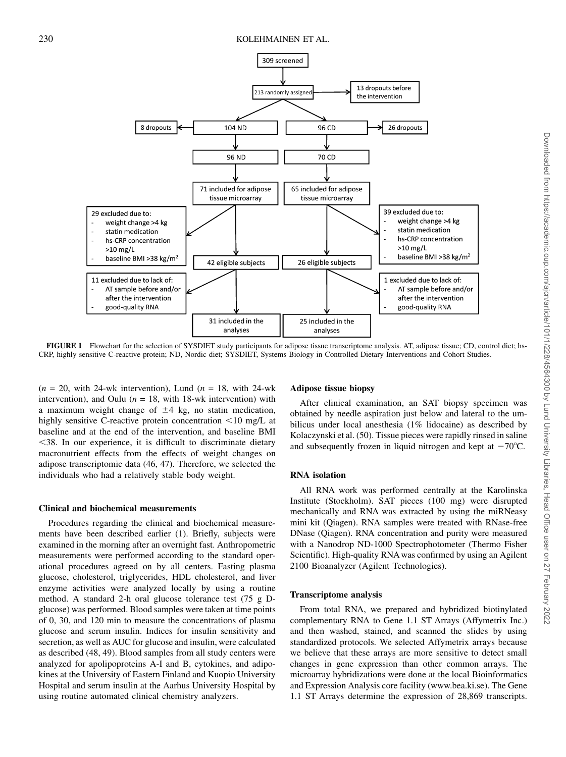**FIGURE 1** Flowchart for the selection of SYSDIET study participants for adipose tissue transcriptome analysis. AT, adipose tissue; CD, control diet; hs-CRP, highly sensitive C-reactive protein; ND, Nordic diet; SYSDIET, Systems Biology in Controlled Dietary Interventions and Cohort Studies.

($n$ = 20, with 24-wk intervention), Lund ($n$ = 18, with 24-wk intervention), and Oulu ($n$ = 18, with 18-wk intervention) with a maximum weight change of ±4 kg, no statin medication, highly sensitive C-reactive protein concentration <10 mg/L at baseline and at the end of the intervention, and baseline BMI <38. In our experience, it is difficult to discriminate dietary macronutrient effects from the effects of weight changes on adipose transcriptomic data (46, 47). Therefore, we selected the individuals who had a relatively stable body weight.

### Clinical and biochemical measurements

Procedures regarding the clinical and biochemical measurements have been described earlier (1). Briefly, subjects were examined in the morning after an overnight fast. Anthropometric measurements were performed according to the standard operational procedures agreed on by all centers. Fasting plasma glucose, cholesterol, triglycerides, HDL cholesterol, and liver enzyme activities were analyzed locally by using a routine method. A standard 2-h oral glucose tolerance test (75 g D-glucose) was performed. Blood samples were taken at time points of 0, 30, and 120 min to measure the concentrations of plasma glucose and serum insulin. Indices for insulin sensitivity and secretion, as well as AUC for glucose and insulin, were calculated as described (48, 49). Blood samples from all study centers were analyzed for apolipoproteins A-I and B, cytokines, and adipokines at the University of Eastern Finland and Kuopio University Hospital and serum insulin at the Aarhus University Hospital by using routine automated clinical chemistry analyzers.

### Adipose tissue biopsy

After clinical examination, an SAT biopsy specimen was obtained by needle aspiration just below and lateral to the umbilicus under local anesthesia (1% lidocaine) as described by Kolaczynski et al. (50). Tissue pieces were rapidly rinsed in saline and subsequently frozen in liquid nitrogen and kept at −70°C.

### RNA isolation

All RNA work was performed centrally at the Karolinska Institute (Stockholm). SAT pieces (100 mg) were disrupted mechanically and RNA was extracted by using the miRNeasy mini kit (Qiagen). RNA samples were treated with RNase-free DNase (Qiagen). RNA concentration and purity were measured with a Nanodrop ND-1000 Spectrophotometer (Thermo Fisher Scientific). High-quality RNA was confirmed by using an Agilent 2100 Bioanalyzer (Agilent Technologies).

### Transcriptome analysis

From total RNA, we prepared and hybridized biotinylated complementary RNA to Gene 1.1 ST Arrays (Affymetrix Inc.) and then washed, stained, and scanned the slides by using standardized protocols. We selected Affymetrix arrays because we believe that these arrays are more sensitive to detect small changes in gene expression than other common arrays. The microarray hybridizations were done at the local Bioinformatics and Expression Analysis core facility (www.bea.ki.se). The Gene 1.1 ST Arrays determine the expression of 28,869 transcripts.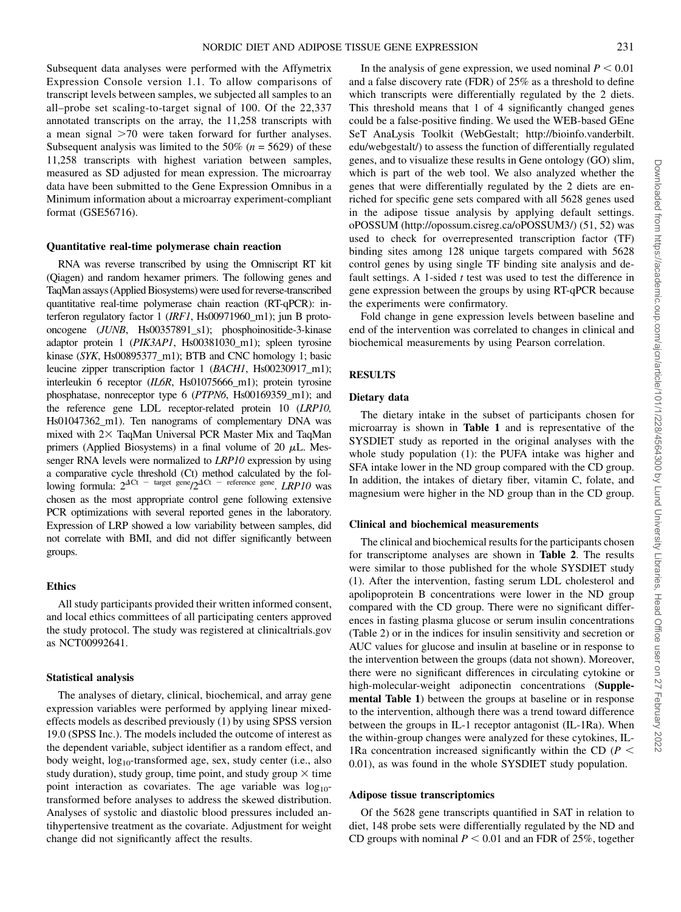Subsequent data analyses were performed with the Affymetrix Expression Console version 1.1. To allow comparisons of transcript levels between samples, we subjected all samples to an all–probe set scaling-to-target signal of 100. Of the 22,337 annotated transcripts on the array, the 11,258 transcripts with a mean signal >70 were taken forward for further analyses. Subsequent analysis was limited to the 50% ($n$ = 5629) of these 11,258 transcripts with highest variation between samples, measured as SD adjusted for mean expression. The microarray data have been submitted to the Gene Expression Omnibus in a Minimum information about a microarray experiment-compliant format (GSE56716).

### Quantitative real-time polymerase chain reaction

RNA was reverse transcribed by using the Omniscript RT kit (Qiagen) and random hexamer primers. The following genes and TaqMan assays (Applied Biosystems) were used for reverse-transcribed quantitative real-time polymerase chain reaction (RT-qPCR): interferon regulatory factor 1 (*IRF1*, Hs00971960_m1); jun B proto-oncogene (*JUNB*, Hs00357891_s1); phosphoinositide-3-kinase adaptor protein 1 (*PIK3AP1*, Hs00381030_m1); spleen tyrosine kinase (*SYK*, Hs00895377_m1); BTB and CNC homology 1; basic leucine zipper transcription factor 1 (*BACH1*, Hs00230917_m1); interleukin 6 receptor (*IL6R*, Hs01075666_m1); protein tyrosine phosphatase, nonreceptor type 6 (*PTPN6*, Hs00169359_m1); and the reference gene LDL receptor-related protein 10 (*LRP10*, Hs01047362_m1). Ten nanograms of complementary DNA was mixed with 2× TaqMan Universal PCR Master Mix and TaqMan primers (Applied Biosystems) in a final volume of 20 μL. Messenger RNA levels were normalized to *LRP10* expression by using a comparative cycle threshold (Ct) method calculated by the following formula: $2^{\Delta Ct\ -\ target\ gene}/2^{\Delta Ct\ -\ reference\ gene}$. *LRP10* was chosen as the most appropriate control gene following extensive PCR optimizations with several reported genes in the laboratory. Expression of LRP showed a low variability between samples, did not correlate with BMI, and did not differ significantly between groups.

### Ethics

All study participants provided their written informed consent, and local ethics committees of all participating centers approved the study protocol. The study was registered at clinicaltrials.gov as NCT00992641.

### Statistical analysis

The analyses of dietary, clinical, biochemical, and array gene expression variables were performed by applying linear mixed-effects models as described previously (1) by using SPSS version 19.0 (SPSS Inc.). The models included the outcome of interest as the dependent variable, subject identifier as a random effect, and body weight, $\log_{10}$-transformed age, sex, study center (i.e., also study duration), study group, time point, and study group × time point interaction as covariates. The age variable was $\log_{10}$-transformed before analyses to address the skewed distribution. Analyses of systolic and diastolic blood pressures included antihypertensive treatment as the covariate. Adjustment for weight change did not significantly affect the results.

In the analysis of gene expression, we used nominal $P < 0.01$ and a false discovery rate (FDR) of 25% as a threshold to define which transcripts were differentially regulated by the 2 diets. This threshold means that 1 of 4 significantly changed genes could be a false-positive finding. We used the WEB-based GEne SeT AnaLysis Toolkit (WebGestalt; http://bioinfo.vanderbilt.edu/webgestalt/) to assess the function of differentially regulated genes, and to visualize these results in Gene ontology (GO) slim, which is part of the web tool. We also analyzed whether the genes that were differentially regulated by the 2 diets are enriched for specific gene sets compared with all 5628 genes used in the adipose tissue analysis by applying default settings. oPOSSUM (http://opossum.cisreg.ca/oPOSSUM3/) (51, 52) was used to check for overrepresented transcription factor (TF) binding sites among 128 unique targets compared with 5628 control genes by using single TF binding site analysis and default settings. A 1-sided $t$ test was used to test the difference in gene expression between the groups by using RT-qPCR because the experiments were confirmatory.

Fold change in gene expression levels between baseline and end of the intervention was correlated to changes in clinical and biochemical measurements by using Pearson correlation.

## RESULTS

### Dietary data

The dietary intake in the subset of participants chosen for microarray is shown in **Table 1** and is representative of the SYSDIET study as reported in the original analyses with the whole study population (1): the PUFA intake was higher and SFA intake lower in the ND group compared with the CD group. In addition, the intakes of dietary fiber, vitamin C, folate, and magnesium were higher in the ND group than in the CD group.

### Clinical and biochemical measurements

The clinical and biochemical results for the participants chosen for transcriptome analyses are shown in **Table 2**. The results were similar to those published for the whole SYSDIET study (1). After the intervention, fasting serum LDL cholesterol and apolipoprotein B concentrations were lower in the ND group compared with the CD group. There were no significant differences in fasting plasma glucose or serum insulin concentrations (Table 2) or in the indices for insulin sensitivity and secretion or AUC values for glucose and insulin at baseline or in response to the intervention between the groups (data not shown). Moreover, there were no significant differences in circulating cytokine or high-molecular-weight adiponectin concentrations (**Supplemental Table 1**) between the groups at baseline or in response to the intervention, although there was a trend toward difference between the groups in IL-1 receptor antagonist (IL-1Ra). When the within-group changes were analyzed for these cytokines, IL-1Ra concentration increased significantly within the CD ($P < 0.01$), as was found in the whole SYSDIET study population.

### Adipose tissue transcriptomics

Of the 5628 gene transcripts quantified in SAT in relation to diet, 148 probe sets were differentially regulated by the ND and CD groups with nominal $P < 0.01$ and an FDR of 25%, together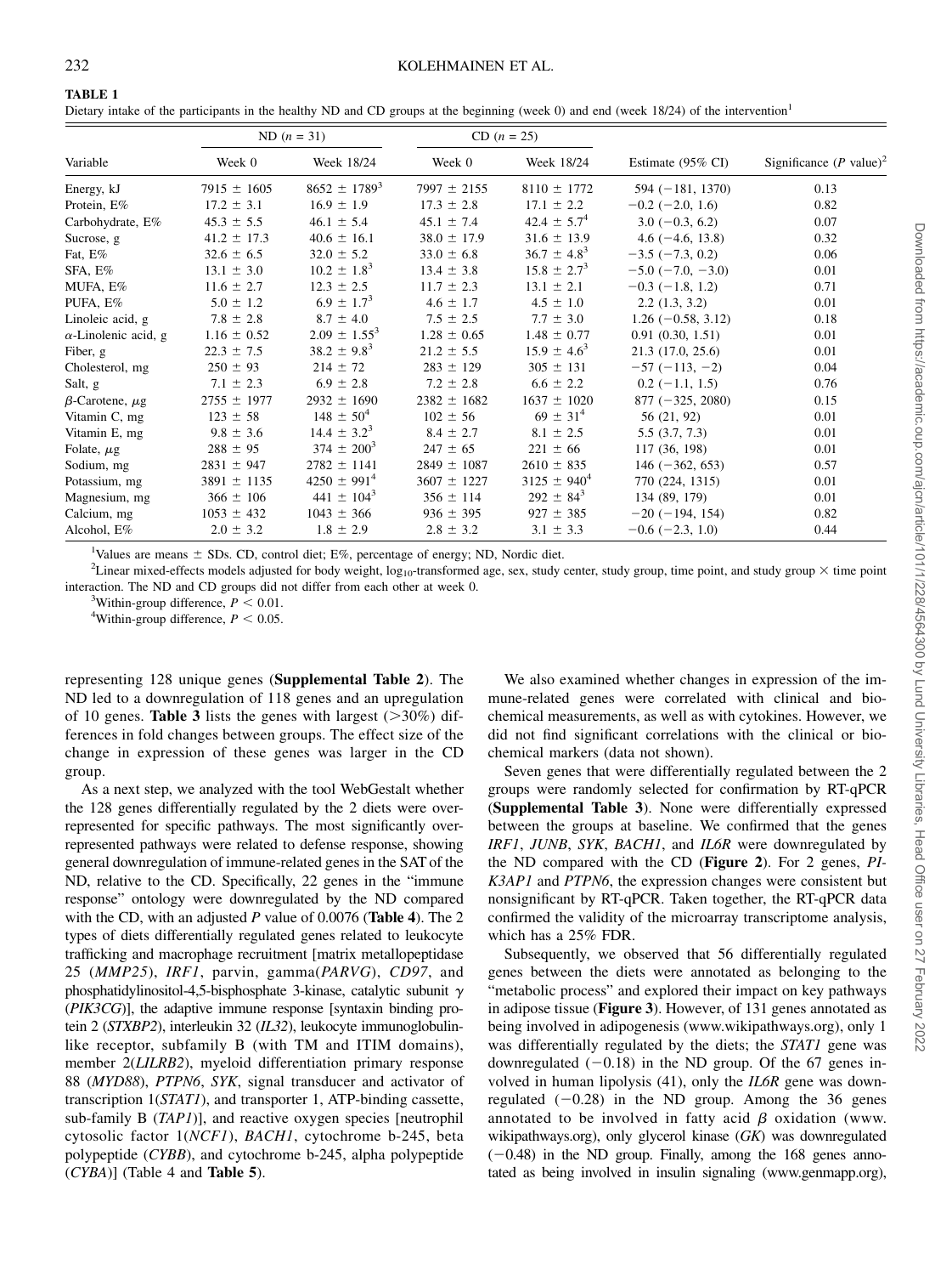**TABLE 1**

Dietary intake of the participants in the healthy ND and CD groups at the beginning (week 0) and end (week 18/24) of the intervention[1]

| Variable | ND ($n$ = 31) | | CD ($n$ = 25) | | Estimate (95% CI) | Significance ($P$ value)[2] |
|---|---|---|---|---|---|---|
| | Week 0 | Week 18/24 | Week 0 | Week 18/24 | | |
| Energy, kJ | 7915 ± 1605 | 8652 ± 1789[3] | 7997 ± 2155 | 8110 ± 1772 | 594 (−181, 1370) | 0.13 |
| Protein, E% | 17.2 ± 3.1 | 16.9 ± 1.9 | 17.3 ± 2.8 | 17.1 ± 2.2 | −0.2 (−2.0, 1.6) | 0.82 |
| Carbohydrate, E% | 45.3 ± 5.5 | 46.1 ± 5.4 | 45.1 ± 7.4 | 42.4 ± 5.7[4] | 3.0 (−0.3, 6.2) | 0.07 |
| Sucrose, g | 41.2 ± 17.3 | 40.6 ± 16.1 | 38.0 ± 17.9 | 31.6 ± 13.9 | 4.6 (−4.6, 13.8) | 0.32 |
| Fat, E% | 32.6 ± 6.5 | 32.0 ± 5.2 | 33.0 ± 6.8 | 36.7 ± 4.8[3] | −3.5 (−7.3, 0.2) | 0.06 |
| SFA, E% | 13.1 ± 3.0 | 10.2 ± 1.8[3] | 13.4 ± 3.8 | 15.8 ± 2.7[3] | −5.0 (−7.0, −3.0) | 0.01 |
| MUFA, E% | 11.6 ± 2.7 | 12.3 ± 2.5 | 11.7 ± 2.3 | 13.1 ± 2.1 | −0.3 (−1.8, 1.2) | 0.71 |
| PUFA, E% | 5.0 ± 1.2 | 6.9 ± 1.7[3] | 4.6 ± 1.7 | 4.5 ± 1.0 | 2.2 (1.3, 3.2) | 0.01 |
| Linoleic acid, g | 7.8 ± 2.8 | 8.7 ± 4.0 | 7.5 ± 2.5 | 7.7 ± 3.0 | 1.26 (−0.58, 3.12) | 0.18 |
| α-Linolenic acid, g | 1.16 ± 0.52 | 2.09 ± 1.55[3] | 1.28 ± 0.65 | 1.48 ± 0.77 | 0.91 (0.30, 1.51) | 0.01 |
| Fiber, g | 22.3 ± 7.5 | 38.2 ± 9.8[3] | 21.2 ± 5.5 | 15.9 ± 4.6[3] | 21.3 (17.0, 25.6) | 0.01 |
| Cholesterol, mg | 250 ± 93 | 214 ± 72 | 283 ± 129 | 305 ± 131 | −57 (−113, −2) | 0.04 |
| Salt, g | 7.1 ± 2.3 | 6.9 ± 2.8 | 7.2 ± 2.8 | 6.6 ± 2.2 | 0.2 (−1.1, 1.5) | 0.76 |
| β-Carotene, μg | 2755 ± 1977 | 2932 ± 1690 | 2382 ± 1682 | 1637 ± 1020 | 877 (−325, 2080) | 0.15 |
| Vitamin C, mg | 123 ± 58 | 148 ± 50[4] | 102 ± 56 | 69 ± 31[4] | 56 (21, 92) | 0.01 |
| Vitamin E, mg | 9.8 ± 3.6 | 14.4 ± 3.2[3] | 8.4 ± 2.7 | 8.1 ± 2.5 | 5.5 (3.7, 7.3) | 0.01 |
| Folate, μg | 288 ± 95 | 374 ± 200[3] | 247 ± 65 | 221 ± 66 | 117 (36, 198) | 0.01 |
| Sodium, mg | 2831 ± 947 | 2782 ± 1141 | 2849 ± 1087 | 2610 ± 835 | 146 (−362, 653) | 0.57 |
| Potassium, mg | 3891 ± 1135 | 4250 ± 991[4] | 3607 ± 1227 | 3125 ± 940[4] | 770 (224, 1315) | 0.01 |
| Magnesium, mg | 366 ± 106 | 441 ± 104[3] | 356 ± 114 | 292 ± 84[3] | 134 (89, 179) | 0.01 |
| Calcium, mg | 1053 ± 432 | 1043 ± 366 | 936 ± 395 | 927 ± 385 | −20 (−194, 154) | 0.82 |
| Alcohol, E% | 2.0 ± 3.2 | 1.8 ± 2.9 | 2.8 ± 3.2 | 3.1 ± 3.3 | −0.6 (−2.3, 1.0) | 0.44 |

[1]Values are means ± SDs. CD, control diet; E%, percentage of energy; ND, Nordic diet.

[2]Linear mixed-effects models adjusted for body weight, $\log_{10}$-transformed age, sex, study center, study group, time point, and study group × time point interaction. The ND and CD groups did not differ from each other at week 0.

[3]Within-group difference, $P < 0.01$.

[4]Within-group difference, $P < 0.05$.

representing 128 unique genes (**Supplemental Table 2**). The ND led to a downregulation of 118 genes and an upregulation of 10 genes. **Table 3** lists the genes with largest (>30%) differences in fold changes between groups. The effect size of the change in expression of these genes was larger in the CD group.

As a next step, we analyzed with the tool WebGestalt whether the 128 genes differentially regulated by the 2 diets were overrepresented for specific pathways. The most significantly overrepresented pathways were related to defense response, showing general downregulation of immune-related genes in the SAT of the ND, relative to the CD. Specifically, 22 genes in the "immune response" ontology were downregulated by the ND compared with the CD, with an adjusted $P$ value of 0.0076 (**Table 4**). The 2 types of diets differentially regulated genes related to leukocyte trafficking and macrophage recruitment [matrix metallopeptidase 25 (*MMP25*), *IRF1*, parvin, gamma(*PARVG*), *CD97*, and phosphatidylinositol-4,5-bisphosphate 3-kinase, catalytic subunit γ (*PIK3CG*)], the adaptive immune response [syntaxin binding protein 2 (*STXBP2*), interleukin 32 (*IL32*), leukocyte immunoglobulin-like receptor, subfamily B (with TM and ITIM domains), member 2(*LILRB2*), myeloid differentiation primary response 88 (*MYD88*), *PTPN6*, *SYK*, signal transducer and activator of transcription 1(*STAT1*), and transporter 1, ATP-binding cassette, sub-family B (*TAP1*)], and reactive oxygen species [neutrophil cytosolic factor 1(*NCF1*), *BACH1*, cytochrome b-245, beta polypeptide (*CYBB*), and cytochrome b-245, alpha polypeptide (*CYBA*)] (Table 4 and **Table 5**).

We also examined whether changes in expression of the immune-related genes were correlated with clinical and biochemical measurements, as well as with cytokines. However, we did not find significant correlations with the clinical or biochemical markers (data not shown).

Seven genes that were differentially regulated between the 2 groups were randomly selected for confirmation by RT-qPCR (**Supplemental Table 3**). None were differentially expressed between the groups at baseline. We confirmed that the genes *IRF1*, *JUNB*, *SYK*, *BACH1*, and *IL6R* were downregulated by the ND compared with the CD (**Figure 2**). For 2 genes, *PIK3AP1* and *PTPN6*, the expression changes were consistent but nonsignificant by RT-qPCR. Taken together, the RT-qPCR data confirmed the validity of the microarray transcriptome analysis, which has a 25% FDR.

Subsequently, we observed that 56 differentially regulated genes between the diets were annotated as belonging to the "metabolic process" and explored their impact on key pathways in adipose tissue (**Figure 3**). However, of 131 genes annotated as being involved in adipogenesis (www.wikipathways.org), only 1 was differentially regulated by the diets; the *STAT1* gene was downregulated (−0.18) in the ND group. Of the 67 genes involved in human lipolysis (41), only the *IL6R* gene was downregulated (−0.28) in the ND group. Among the 36 genes annotated to be involved in fatty acid β oxidation (www.wikipathways.org), only glycerol kinase (*GK*) was downregulated (−0.48) in the ND group. Finally, among the 168 genes annotated as being involved in insulin signaling (www.genmapp.org),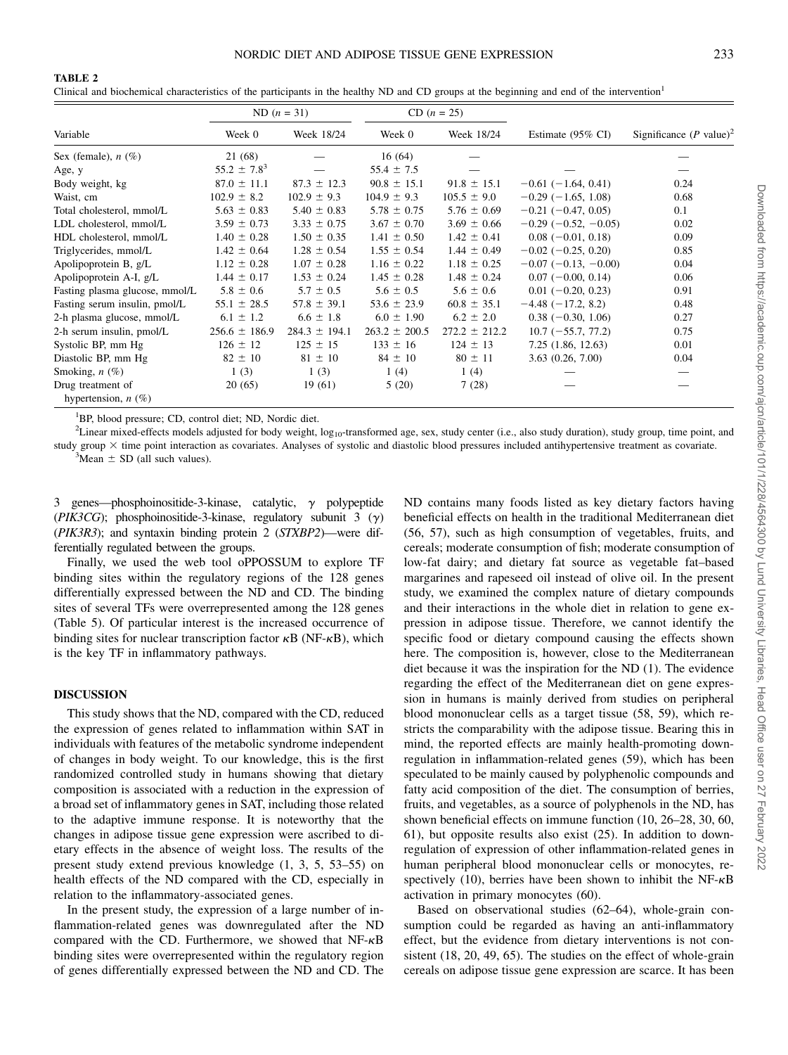**TABLE 2**

Clinical and biochemical characteristics of the participants in the healthy ND and CD groups at the beginning and end of the intervention[1]

| Variable | ND ($n$ = 31) | | CD ($n$ = 25) | | Estimate (95% CI) | Significance ($P$ value)[2] |
|---|---|---|---|---|---|---|
| | Week 0 | Week 18/24 | Week 0 | Week 18/24 | | |
| Sex (female), $n$ (%) | 21 (68) | — | 16 (64) | — | — | — |
| Age, y | 55.2 ± 7.8[3] | — | 55.4 ± 7.5 | — | — | — |
| Body weight, kg | 87.0 ± 11.1 | 87.3 ± 12.3 | 90.8 ± 15.1 | 91.8 ± 15.1 | −0.61 (−1.64, 0.41) | 0.24 |
| Waist, cm | 102.9 ± 8.2 | 102.9 ± 9.3 | 104.9 ± 9.3 | 105.5 ± 9.0 | −0.29 (−1.65, 1.08) | 0.68 |
| Total cholesterol, mmol/L | 5.63 ± 0.83 | 5.40 ± 0.83 | 5.78 ± 0.75 | 5.76 ± 0.69 | −0.21 (−0.47, 0.05) | 0.1 |
| LDL cholesterol, mmol/L | 3.59 ± 0.73 | 3.33 ± 0.75 | 3.67 ± 0.70 | 3.69 ± 0.66 | −0.29 (−0.52, −0.05) | 0.02 |
| HDL cholesterol, mmol/L | 1.40 ± 0.28 | 1.50 ± 0.35 | 1.41 ± 0.50 | 1.42 ± 0.41 | 0.08 (−0.01, 0.18) | 0.09 |
| Triglycerides, mmol/L | 1.42 ± 0.64 | 1.28 ± 0.54 | 1.55 ± 0.54 | 1.44 ± 0.49 | −0.02 (−0.25, 0.20) | 0.85 |
| Apolipoprotein B, g/L | 1.12 ± 0.28 | 1.07 ± 0.28 | 1.16 ± 0.22 | 1.18 ± 0.25 | −0.07 (−0.13, −0.00) | 0.04 |
| Apolipoprotein A-I, g/L | 1.44 ± 0.17 | 1.53 ± 0.24 | 1.45 ± 0.28 | 1.48 ± 0.24 | 0.07 (−0.00, 0.14) | 0.06 |
| Fasting plasma glucose, mmol/L | 5.8 ± 0.6 | 5.7 ± 0.5 | 5.6 ± 0.5 | 5.6 ± 0.6 | 0.01 (−0.20, 0.23) | 0.91 |
| Fasting serum insulin, pmol/L | 55.1 ± 28.5 | 57.8 ± 39.1 | 53.6 ± 23.9 | 60.8 ± 35.1 | −4.48 (−17.2, 8.2) | 0.48 |
| 2-h plasma glucose, mmol/L | 6.1 ± 1.2 | 6.6 ± 1.8 | 6.0 ± 1.90 | 6.2 ± 2.0 | 0.38 (−0.30, 1.06) | 0.27 |
| 2-h serum insulin, pmol/L | 256.6 ± 186.9 | 284.3 ± 194.1 | 263.2 ± 200.5 | 272.2 ± 212.2 | 10.7 (−55.7, 77.2) | 0.75 |
| Systolic BP, mm Hg | 126 ± 12 | 125 ± 15 | 133 ± 16 | 124 ± 13 | 7.25 (1.86, 12.63) | 0.01 |
| Diastolic BP, mm Hg | 82 ± 10 | 81 ± 10 | 84 ± 10 | 80 ± 11 | 3.63 (0.26, 7.00) | 0.04 |
| Smoking, $n$ (%) | 1 (3) | 1 (3) | 1 (4) | 1 (4) | — | — |
| Drug treatment of hypertension, $n$ (%) | 20 (65) | 19 (61) | 5 (20) | 7 (28) | — | — |

[1] BP, blood pressure; CD, control diet; ND, Nordic diet.

[2] Linear mixed-effects models adjusted for body weight, $\log_{10}$-transformed age, sex, study center (i.e., also study duration), study group, time point, and study group × time point interaction as covariates. Analyses of systolic and diastolic blood pressures included antihypertensive treatment as covariate.

[3] Mean ± SD (all such values).

3 genes—phosphoinositide-3-kinase, catalytic, γ polypeptide (*PIK3CG*); phosphoinositide-3-kinase, regulatory subunit 3 (γ) (*PIK3R3*); and syntaxin binding protein 2 (*STXBP2*)—were differentially regulated between the groups.

Finally, we used the web tool oPPOSSUM to explore TF binding sites within the regulatory regions of the 128 genes differentially expressed between the ND and CD. The binding sites of several TFs were overrepresented among the 128 genes (Table 5). Of particular interest is the increased occurrence of binding sites for nuclear transcription factor κB (NF-κB), which is the key TF in inflammatory pathways.

## DISCUSSION

This study shows that the ND, compared with the CD, reduced the expression of genes related to inflammation within SAT in individuals with features of the metabolic syndrome independent of changes in body weight. To our knowledge, this is the first randomized controlled study in humans showing that dietary composition is associated with a reduction in the expression of a broad set of inflammatory genes in SAT, including those related to the adaptive immune response. It is noteworthy that the changes in adipose tissue gene expression were ascribed to dietary effects in the absence of weight loss. The results of the present study extend previous knowledge (1, 3, 5, 53–55) on health effects of the ND compared with the CD, especially in relation to the inflammatory-associated genes.

In the present study, the expression of a large number of inflammation-related genes was downregulated after the ND compared with the CD. Furthermore, we showed that NF-κB binding sites were overrepresented within the regulatory region of genes differentially expressed between the ND and CD. The ND contains many foods listed as key dietary factors having beneficial effects on health in the traditional Mediterranean diet (56, 57), such as high consumption of vegetables, fruits, and cereals; moderate consumption of fish; moderate consumption of low-fat dairy; and dietary fat source as vegetable fat–based margarines and rapeseed oil instead of olive oil. In the present study, we examined the complex nature of dietary compounds and their interactions in the whole diet in relation to gene expression in adipose tissue. Therefore, we cannot identify the specific food or dietary compound causing the effects shown here. The composition is, however, close to the Mediterranean diet because it was the inspiration for the ND (1). The evidence regarding the effect of the Mediterranean diet on gene expression in humans is mainly derived from studies on peripheral blood mononuclear cells as a target tissue (58, 59), which restricts the comparability with the adipose tissue. Bearing this in mind, the reported effects are mainly health-promoting downregulation in inflammation-related genes (59), which has been speculated to be mainly caused by polyphenolic compounds and fatty acid composition of the diet. The consumption of berries, fruits, and vegetables, as a source of polyphenols in the ND, has shown beneficial effects on immune function (10, 26–28, 30, 60, 61), but opposite results also exist (25). In addition to downregulation of expression of other inflammation-related genes in human peripheral blood mononuclear cells or monocytes, respectively (10), berries have been shown to inhibit the NF-κB activation in primary monocytes (60).

Based on observational studies (62–64), whole-grain consumption could be regarded as having an anti-inflammatory effect, but the evidence from dietary interventions is not consistent (18, 20, 49, 65). The studies on the effect of whole-grain cereals on adipose tissue gene expression are scarce. It has been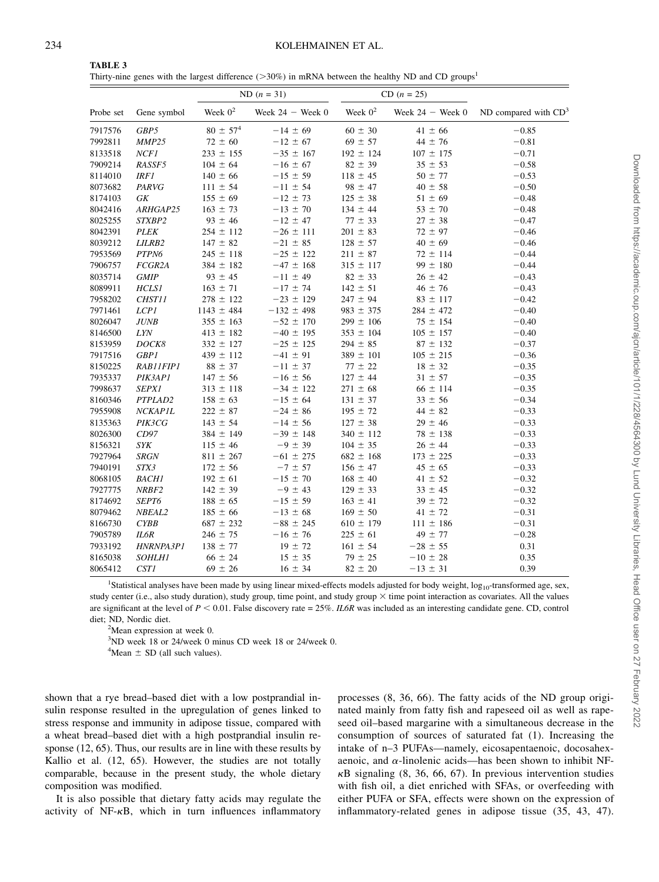**TABLE 3**
Thirty-nine genes with the largest difference (>30%) in mRNA between the healthy ND and CD groups[1]

| Probe set | Gene symbol | ND ($n$ = 31) | | CD ($n$ = 25) | | ND compared with CD[3] |
|---|---|---|---|---|---|---|
| | | Week 0[2] | Week 24 − Week 0 | Week 0[2] | Week 24 − Week 0 | |
| 7917576 | *GBP5* | 80 ± 57[4] | −14 ± 69 | 60 ± 30 | 41 ± 66 | −0.85 |
| 7992811 | *MMP25* | 72 ± 60 | −12 ± 67 | 69 ± 57 | 44 ± 76 | −0.81 |
| 8133518 | *NCF1* | 233 ± 155 | −35 ± 167 | 192 ± 124 | 107 ± 175 | −0.71 |
| 7909214 | *RASSF5* | 104 ± 64 | −16 ± 67 | 82 ± 39 | 35 ± 53 | −0.58 |
| 8114010 | *IRF1* | 140 ± 66 | −15 ± 59 | 118 ± 45 | 50 ± 77 | −0.53 |
| 8073682 | *PARVG* | 111 ± 54 | −11 ± 54 | 98 ± 47 | 40 ± 58 | −0.50 |
| 8174103 | *GK* | 155 ± 69 | −12 ± 73 | 125 ± 38 | 51 ± 69 | −0.48 |
| 8042416 | *ARHGAP25* | 163 ± 73 | −13 ± 70 | 134 ± 44 | 53 ± 70 | −0.48 |
| 8025255 | *STXBP2* | 93 ± 46 | −12 ± 47 | 77 ± 33 | 27 ± 38 | −0.47 |
| 8042391 | *PLEK* | 254 ± 112 | −26 ± 111 | 201 ± 83 | 72 ± 97 | −0.46 |
| 8039212 | *LILRB2* | 147 ± 82 | −21 ± 85 | 128 ± 57 | 40 ± 69 | −0.46 |
| 7953569 | *PTPN6* | 245 ± 118 | −25 ± 122 | 211 ± 87 | 72 ± 114 | −0.44 |
| 7906757 | *FCGR2A* | 384 ± 182 | −47 ± 168 | 315 ± 117 | 99 ± 180 | −0.44 |
| 8035714 | *GMIP* | 93 ± 45 | −11 ± 49 | 82 ± 33 | 26 ± 42 | −0.43 |
| 8089911 | *HCLS1* | 163 ± 71 | −17 ± 74 | 142 ± 51 | 46 ± 76 | −0.43 |
| 7958202 | *CHST11* | 278 ± 122 | −23 ± 129 | 247 ± 94 | 83 ± 117 | −0.42 |
| 7971461 | *LCP1* | 1143 ± 484 | −132 ± 498 | 983 ± 375 | 284 ± 472 | −0.40 |
| 8026047 | *JUNB* | 355 ± 163 | −52 ± 170 | 299 ± 106 | 75 ± 154 | −0.40 |
| 8146500 | *LYN* | 413 ± 182 | −40 ± 195 | 353 ± 104 | 105 ± 157 | −0.40 |
| 8153959 | *DOCK8* | 332 ± 127 | −25 ± 125 | 294 ± 85 | 87 ± 132 | −0.37 |
| 7917516 | *GBP1* | 439 ± 112 | −41 ± 91 | 389 ± 101 | 105 ± 215 | −0.36 |
| 8150225 | *RAB11FIP1* | 88 ± 37 | −11 ± 37 | 77 ± 22 | 18 ± 32 | −0.35 |
| 7935337 | *PIK3AP1* | 147 ± 56 | −16 ± 56 | 127 ± 44 | 31 ± 57 | −0.35 |
| 7998637 | *SEPX1* | 313 ± 118 | −34 ± 122 | 271 ± 68 | 66 ± 114 | −0.35 |
| 8160346 | *PTPLAD2* | 158 ± 63 | −15 ± 64 | 131 ± 37 | 33 ± 56 | −0.34 |
| 7955908 | *NCKAP1L* | 222 ± 87 | −24 ± 86 | 195 ± 72 | 44 ± 82 | −0.33 |
| 8135363 | *PIK3CG* | 143 ± 54 | −14 ± 56 | 127 ± 38 | 29 ± 46 | −0.33 |
| 8026300 | *CD97* | 384 ± 149 | −39 ± 148 | 340 ± 112 | 78 ± 138 | −0.33 |
| 8156321 | *SYK* | 115 ± 46 | −9 ± 39 | 104 ± 35 | 26 ± 44 | −0.33 |
| 7927964 | *SRGN* | 811 ± 267 | −61 ± 275 | 682 ± 168 | 173 ± 225 | −0.33 |
| 7940191 | *STX3* | 172 ± 56 | −7 ± 57 | 156 ± 47 | 45 ± 65 | −0.33 |
| 8068105 | *BACH1* | 192 ± 61 | −15 ± 70 | 168 ± 40 | 41 ± 52 | −0.32 |
| 7927775 | *NRBF2* | 142 ± 39 | −9 ± 43 | 129 ± 33 | 33 ± 45 | −0.32 |
| 8174692 | *SEPT6* | 188 ± 65 | −15 ± 59 | 163 ± 41 | 39 ± 72 | −0.32 |
| 8079462 | *NBEAL2* | 185 ± 66 | −13 ± 68 | 169 ± 50 | 41 ± 72 | −0.31 |
| 8166730 | *CYBB* | 687 ± 232 | −88 ± 245 | 610 ± 179 | 111 ± 186 | −0.31 |
| 7905789 | *IL6R* | 246 ± 75 | −16 ± 76 | 225 ± 61 | 49 ± 77 | −0.28 |
| 7933192 | *HNRNPA3P1* | 138 ± 77 | 19 ± 72 | 161 ± 54 | −28 ± 55 | 0.31 |
| 8165038 | *SOHLH1* | 66 ± 24 | 15 ± 35 | 79 ± 25 | −10 ± 28 | 0.35 |
| 8065412 | *CST1* | 69 ± 26 | 16 ± 34 | 82 ± 20 | −13 ± 31 | 0.39 |

[1]Statistical analyses have been made by using linear mixed-effects models adjusted for body weight, $\log_{10}$-transformed age, sex, study center (i.e., also study duration), study group, time point, and study group × time point interaction as covariates. All the values are significant at the level of $P < 0.01$. False discovery rate = 25%. *IL6R* was included as an interesting candidate gene. CD, control diet; ND, Nordic diet.

[2]Mean expression at week 0.

[3]ND week 18 or 24/week 0 minus CD week 18 or 24/week 0.

[4]Mean ± SD (all such values).

shown that a rye bread–based diet with a low postprandial insulin response resulted in the upregulation of genes linked to stress response and immunity in adipose tissue, compared with a wheat bread–based diet with a high postprandial insulin response (12, 65). Thus, our results are in line with these results by Kallio et al. (12, 65). However, the studies are not totally comparable, because in the present study, the whole dietary composition was modified.

It is also possible that dietary fatty acids may regulate the activity of NF-κB, which in turn influences inflammatory processes (8, 36, 66). The fatty acids of the ND group originated mainly from fatty fish and rapeseed oil as well as rapeseed oil–based margarine with a simultaneous decrease in the consumption of sources of saturated fat (1). Increasing the intake of n–3 PUFAs—namely, eicosapentaenoic, docosahexaenoic, and α-linolenic acids—has been shown to inhibit NF-κB signaling (8, 36, 66, 67). In previous intervention studies with fish oil, a diet enriched with SFAs, or overfeeding with either PUFA or SFA, effects were shown on the expression of inflammatory-related genes in adipose tissue (35, 43, 47).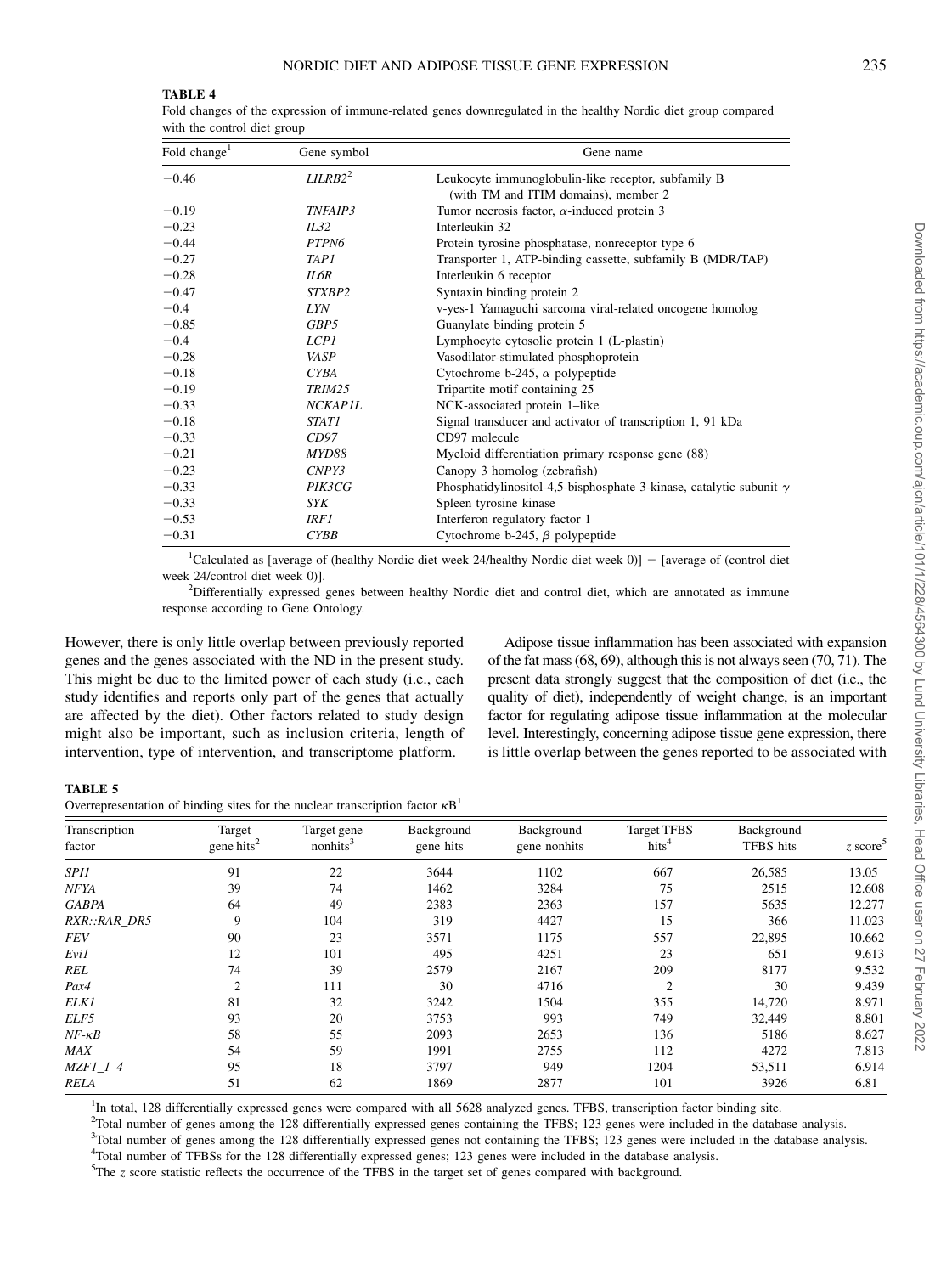**TABLE 4**

Fold changes of the expression of immune-related genes downregulated in the healthy Nordic diet group compared with the control diet group

| Fold change[1] | Gene symbol | Gene name |
|---|---|---|
| −0.46 | *LILRB2*[2] | Leukocyte immunoglobulin-like receptor, subfamily B (with TM and ITIM domains), member 2 |
| −0.19 | *TNFAIP3* | Tumor necrosis factor, α-induced protein 3 |
| −0.23 | *IL32* | Interleukin 32 |
| −0.44 | *PTPN6* | Protein tyrosine phosphatase, nonreceptor type 6 |
| −0.27 | *TAP1* | Transporter 1, ATP-binding cassette, subfamily B (MDR/TAP) |
| −0.28 | *IL6R* | Interleukin 6 receptor |
| −0.47 | *STXBP2* | Syntaxin binding protein 2 |
| −0.4 | *LYN* | v-yes-1 Yamaguchi sarcoma viral-related oncogene homolog |
| −0.85 | *GBP5* | Guanylate binding protein 5 |
| −0.4 | *LCP1* | Lymphocyte cytosolic protein 1 (L-plastin) |
| −0.28 | *VASP* | Vasodilator-stimulated phosphoprotein |
| −0.18 | *CYBA* | Cytochrome b-245, α polypeptide |
| −0.19 | *TRIM25* | Tripartite motif containing 25 |
| −0.33 | *NCKAP1L* | NCK-associated protein 1–like |
| −0.18 | *STAT1* | Signal transducer and activator of transcription 1, 91 kDa |
| −0.33 | *CD97* | CD97 molecule |
| −0.21 | *MYD88* | Myeloid differentiation primary response gene (88) |
| −0.23 | *CNPY3* | Canopy 3 homolog (zebrafish) |
| −0.33 | *PIK3CG* | Phosphatidylinositol-4,5-bisphosphate 3-kinase, catalytic subunit γ |
| −0.33 | *SYK* | Spleen tyrosine kinase |
| −0.53 | *IRF1* | Interferon regulatory factor 1 |
| −0.31 | *CYBB* | Cytochrome b-245, β polypeptide |

[1]Calculated as [average of (healthy Nordic diet week 24/healthy Nordic diet week 0)] − [average of (control diet week 24/control diet week 0)].

[2]Differentially expressed genes between healthy Nordic diet and control diet, which are annotated as immune response according to Gene Ontology.

However, there is only little overlap between previously reported genes and the genes associated with the ND in the present study. This might be due to the limited power of each study (i.e., each study identifies and reports only part of the genes that actually are affected by the diet). Other factors related to study design might also be important, such as inclusion criteria, length of intervention, type of intervention, and transcriptome platform.

Adipose tissue inflammation has been associated with expansion of the fat mass (68, 69), although this is not always seen (70, 71). The present data strongly suggest that the composition of diet (i.e., the quality of diet), independently of weight change, is an important factor for regulating adipose tissue inflammation at the molecular level. Interestingly, concerning adipose tissue gene expression, there is little overlap between the genes reported to be associated with

**TABLE 5**

Overrepresentation of binding sites for the nuclear transcription factor κB[1]

| Transcription factor | Target gene hits[2] | Target gene nonhits[3] | Background gene hits | Background gene nonhits | Target TFBS hits[4] | Background TFBS hits | z score[5] |
|---|---|---|---|---|---|---|---|
| *SPI1* | 91 | 22 | 3644 | 1102 | 667 | 26,585 | 13.05 |
| *NFYA* | 39 | 74 | 1462 | 3284 | 75 | 2515 | 12.608 |
| *GABPA* | 64 | 49 | 2383 | 2363 | 157 | 5635 | 12.277 |
| *RXR::RAR_DR5* | 9 | 104 | 319 | 4427 | 15 | 366 | 11.023 |
| *FEV* | 90 | 23 | 3571 | 1175 | 557 | 22,895 | 10.662 |
| *Evi1* | 12 | 101 | 495 | 4251 | 23 | 651 | 9.613 |
| *REL* | 74 | 39 | 2579 | 2167 | 209 | 8177 | 9.532 |
| *Pax4* | 2 | 111 | 30 | 4716 | 2 | 30 | 9.439 |
| *ELK1* | 81 | 32 | 3242 | 1504 | 355 | 14,720 | 8.971 |
| *ELF5* | 93 | 20 | 3753 | 993 | 749 | 32,449 | 8.801 |
| *NF-κB* | 58 | 55 | 2093 | 2653 | 136 | 5186 | 8.627 |
| *MAX* | 54 | 59 | 1991 | 2755 | 112 | 4272 | 7.813 |
| *MZF1_1–4* | 95 | 18 | 3797 | 949 | 1204 | 53,511 | 6.914 |
| *RELA* | 51 | 62 | 1869 | 2877 | 101 | 3926 | 6.81 |

[1]In total, 128 differentially expressed genes were compared with all 5628 analyzed genes. TFBS, transcription factor binding site.

[2]Total number of genes among the 128 differentially expressed genes containing the TFBS; 123 genes were included in the database analysis.

[3]Total number of genes among the 128 differentially expressed genes not containing the TFBS; 123 genes were included in the database analysis.

[4]Total number of TFBSs for the 128 differentially expressed genes; 123 genes were included in the database analysis.

[5]The *z* score statistic reflects the occurrence of the TFBS in the target set of genes compared with background.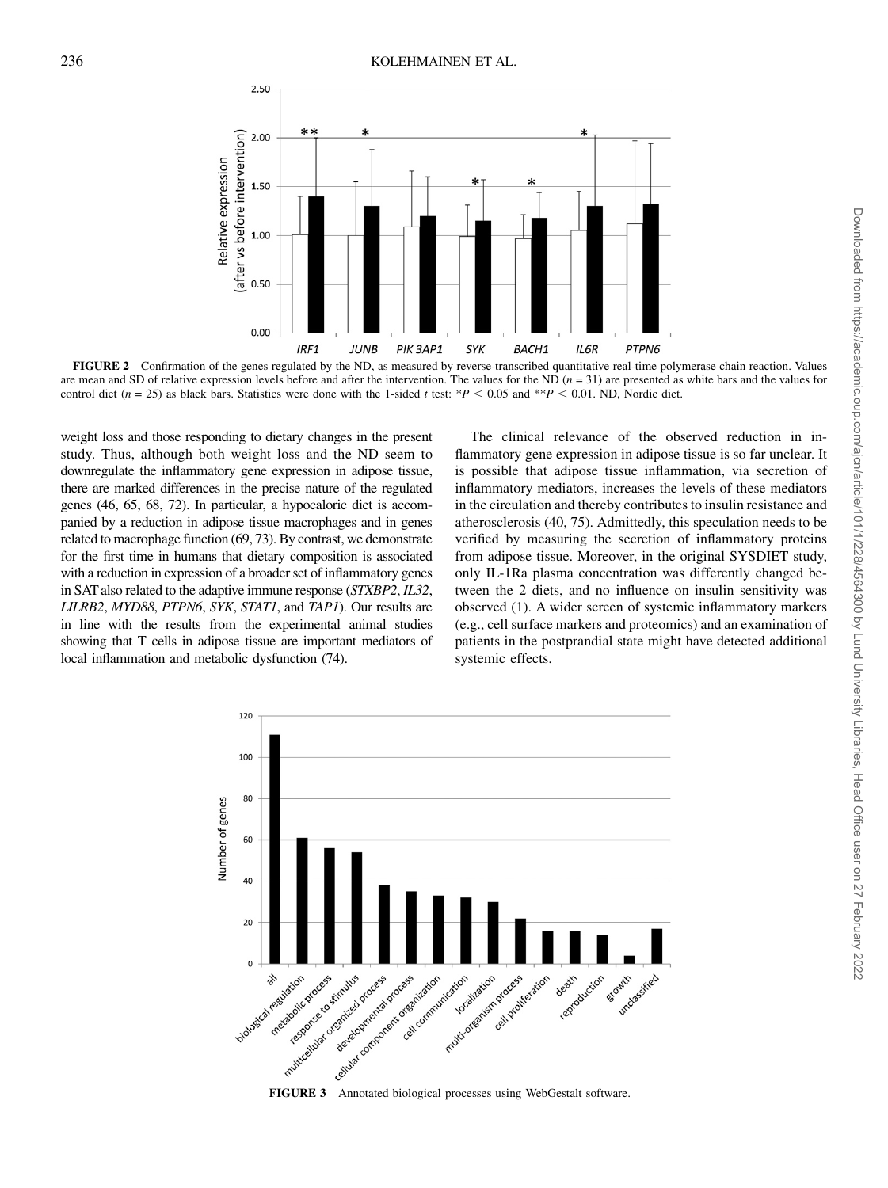FIGURE 2 Confirmation of the genes regulated by the ND, as measured by reverse-transcribed quantitative real-time polymerase chain reaction. Values are mean and SD of relative expression levels before and after the intervention. The values for the ND ($n$ = 31) are presented as white bars and the values for control diet ($n$ = 25) as black bars. Statistics were done with the 1-sided $t$ test: \*$P < 0.05$ and \*\*$P < 0.01$. ND, Nordic diet.

weight loss and those responding to dietary changes in the present study. Thus, although both weight loss and the ND seem to downregulate the inflammatory gene expression in adipose tissue, there are marked differences in the precise nature of the regulated genes (46, 65, 68, 72). In particular, a hypocaloric diet is accompanied by a reduction in adipose tissue macrophages and in genes related to macrophage function (69, 73). By contrast, we demonstrate for the first time in humans that dietary composition is associated with a reduction in expression of a broader set of inflammatory genes in SAT also related to the adaptive immune response (*STXBP2*, *IL32*, *LILRB2*, *MYD88*, *PTPN6*, *SYK*, *STAT1*, and *TAP1*). Our results are in line with the results from the experimental animal studies showing that T cells in adipose tissue are important mediators of local inflammation and metabolic dysfunction (74).

The clinical relevance of the observed reduction in inflammatory gene expression in adipose tissue is so far unclear. It is possible that adipose tissue inflammation, via secretion of inflammatory mediators, increases the levels of these mediators in the circulation and thereby contributes to insulin resistance and atherosclerosis (40, 75). Admittedly, this speculation needs to be verified by measuring the secretion of inflammatory proteins from adipose tissue. Moreover, in the original SYSDIET study, only IL-1Ra plasma concentration was differently changed between the 2 diets, and no influence on insulin sensitivity was observed (1). A wider screen of systemic inflammatory markers (e.g., cell surface markers and proteomics) and an examination of patients in the postprandial state might have detected additional systemic effects.

FIGURE 3 Annotated biological processes using WebGestalt software.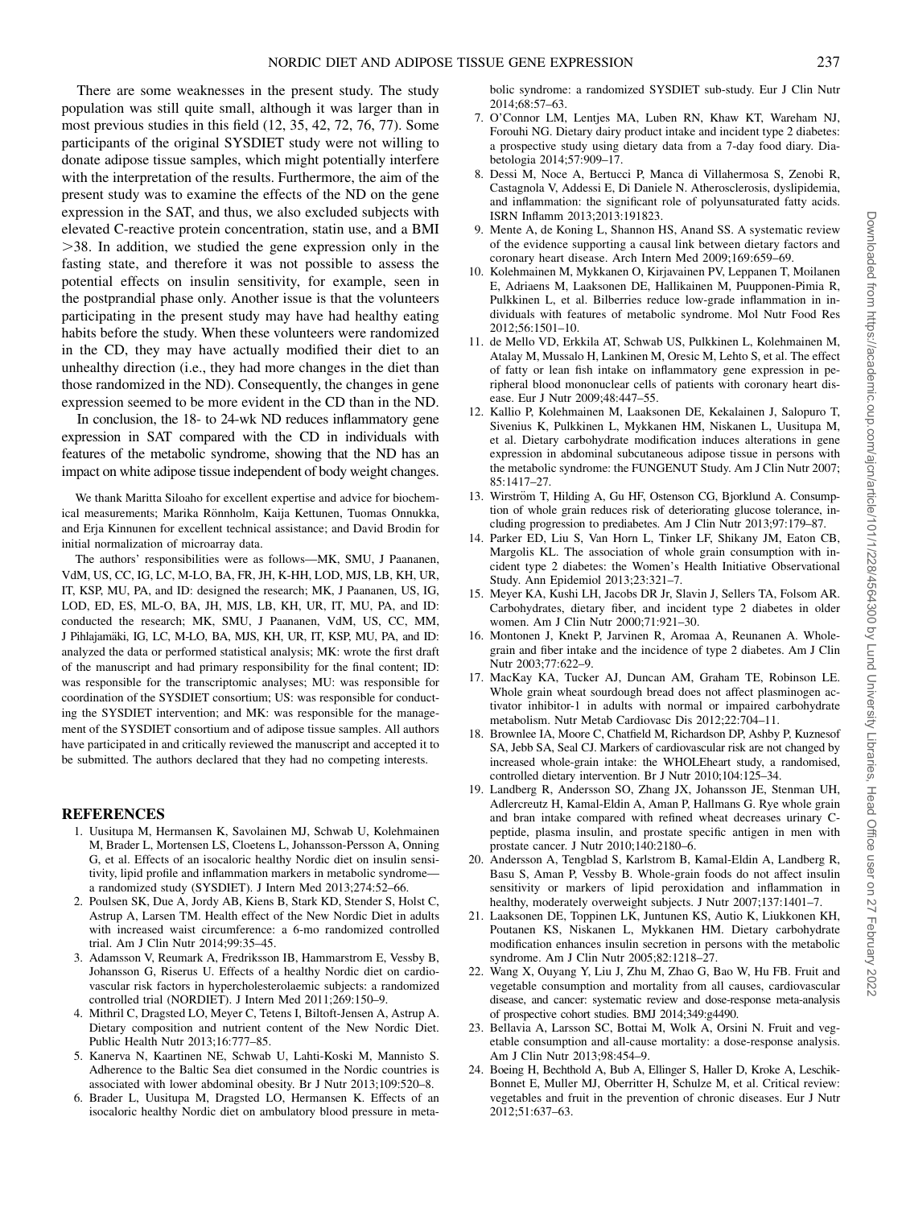There are some weaknesses in the present study. The study population was still quite small, although it was larger than in most previous studies in this field (12, 35, 42, 72, 76, 77). Some participants of the original SYSDIET study were not willing to donate adipose tissue samples, which might potentially interfere with the interpretation of the results. Furthermore, the aim of the present study was to examine the effects of the ND on the gene expression in the SAT, and thus, we also excluded subjects with elevated C-reactive protein concentration, statin use, and a BMI >38. In addition, we studied the gene expression only in the fasting state, and therefore it was not possible to assess the potential effects on insulin sensitivity, for example, seen in the postprandial phase only. Another issue is that the volunteers participating in the present study may have had healthy eating habits before the study. When these volunteers were randomized in the CD, they may have actually modified their diet to an unhealthy direction (i.e., they had more changes in the diet than those randomized in the ND). Consequently, the changes in gene expression seemed to be more evident in the CD than in the ND.

In conclusion, the 18- to 24-wk ND reduces inflammatory gene expression in SAT compared with the CD in individuals with features of the metabolic syndrome, showing that the ND has an impact on white adipose tissue independent of body weight changes.

We thank Maritta Siloaho for excellent expertise and advice for biochemical measurements; Marika Rönnholm, Kaija Kettunen, Tuomas Onnukka, and Erja Kinnunen for excellent technical assistance; and David Brodin for initial normalization of microarray data.

The authors' responsibilities were as follows—MK, SMU, J Paananen, VdM, US, CC, IG, LC, M-LO, BA, FR, JH, K-HH, LOD, MJS, LB, KH, UR, IT, KSP, MU, PA, and ID: designed the research; MK, J Paananen, US, IG, LOD, ED, ES, ML-O, BA, JH, MJS, LB, KH, UR, IT, MU, PA, and ID: conducted the research; MK, SMU, J Paananen, VdM, US, CC, MM, J Pihlajamäki, IG, LC, M-LO, BA, MJS, KH, UR, IT, KSP, MU, PA, and ID: analyzed the data or performed statistical analysis; MK: wrote the first draft of the manuscript and had primary responsibility for the final content; ID: was responsible for the transcriptomic analyses; MU: was responsible for coordination of the SYSDIET consortium; US: was responsible for conducting the SYSDIET intervention; and MK: was responsible for the management of the SYSDIET consortium and of adipose tissue samples. All authors have participated in and critically reviewed the manuscript and accepted it to be submitted. The authors declared that they had no competing interests.

## REFERENCES

1. Uusitupa M, Hermansen K, Savolainen MJ, Schwab U, Kolehmainen M, Brader L, Mortensen LS, Cloetens L, Johansson-Persson A, Onning G, et al. Effects of an isocaloric healthy Nordic diet on insulin sensitivity, lipid profile and inflammation markers in metabolic syndrome—a randomized study (SYSDIET). J Intern Med 2013;274:52–66.
2. Poulsen SK, Due A, Jordy AB, Kiens B, Stark KD, Stender S, Holst C, Astrup A, Larsen TM. Health effect of the New Nordic Diet in adults with increased waist circumference: a 6-mo randomized controlled trial. Am J Clin Nutr 2014;99:35–45.
3. Adamsson V, Reumark A, Fredriksson IB, Hammarstrom E, Vessby B, Johansson G, Riserus U. Effects of a healthy Nordic diet on cardiovascular risk factors in hypercholesterolaemic subjects: a randomized controlled trial (NORDIET). J Intern Med 2011;269:150–9.
4. Mithril C, Dragsted LO, Meyer C, Tetens I, Biltoft-Jensen A, Astrup A. Dietary composition and nutrient content of the New Nordic Diet. Public Health Nutr 2013;16:777–85.
5. Kanerva N, Kaartinen NE, Schwab U, Lahti-Koski M, Mannisto S. Adherence to the Baltic Sea diet consumed in the Nordic countries is associated with lower abdominal obesity. Br J Nutr 2013;109:520–8.
6. Brader L, Uusitupa M, Dragsted LO, Hermansen K. Effects of an isocaloric healthy Nordic diet on ambulatory blood pressure in metabolic syndrome: a randomized SYSDIET sub-study. Eur J Clin Nutr 2014;68:57–63.
7. O'Connor LM, Lentjes MA, Luben RN, Khaw KT, Wareham NJ, Forouhi NG. Dietary dairy product intake and incident type 2 diabetes: a prospective study using dietary data from a 7-day food diary. Diabetologia 2014;57:909–17.
8. Dessi M, Noce A, Bertucci P, Manca di Villahermosa S, Zenobi R, Castagnola V, Addessi E, Di Daniele N. Atherosclerosis, dyslipidemia, and inflammation: the significant role of polyunsaturated fatty acids. ISRN Inflamm 2013;2013:191823.
9. Mente A, de Koning L, Shannon HS, Anand SS. A systematic review of the evidence supporting a causal link between dietary factors and coronary heart disease. Arch Intern Med 2009;169:659–69.
10. Kolehmainen M, Mykkanen O, Kirjavainen PV, Leppanen T, Moilanen E, Adriaens M, Laaksonen DE, Hallikainen M, Puupponen-Pimia R, Pulkkinen L, et al. Bilberries reduce low-grade inflammation in individuals with features of metabolic syndrome. Mol Nutr Food Res 2012;56:1501–10.
11. de Mello VD, Erkkila AT, Schwab US, Pulkkinen L, Kolehmainen M, Atalay M, Mussalo H, Lankinen M, Oresic M, Lehto S, et al. The effect of fatty or lean fish intake on inflammatory gene expression in peripheral blood mononuclear cells of patients with coronary heart disease. Eur J Nutr 2009;48:447–55.
12. Kallio P, Kolehmainen M, Laaksonen DE, Kekalainen J, Salopuro T, Sivenius K, Pulkkinen L, Mykkanen HM, Niskanen L, Uusitupa M, et al. Dietary carbohydrate modification induces alterations in gene expression in abdominal subcutaneous adipose tissue in persons with the metabolic syndrome: the FUNGENUT Study. Am J Clin Nutr 2007; 85:1417–27.
13. Wirström T, Hilding A, Gu HF, Ostenson CG, Bjorklund A. Consumption of whole grain reduces risk of deteriorating glucose tolerance, including progression to prediabetes. Am J Clin Nutr 2013;97:179–87.
14. Parker ED, Liu S, Van Horn L, Tinker LF, Shikany JM, Eaton CB, Margolis KL. The association of whole grain consumption with incident type 2 diabetes: the Women's Health Initiative Observational Study. Ann Epidemiol 2013;23:321–7.
15. Meyer KA, Kushi LH, Jacobs DR Jr, Slavin J, Sellers TA, Folsom AR. Carbohydrates, dietary fiber, and incident type 2 diabetes in older women. Am J Clin Nutr 2000;71:921–30.
16. Montonen J, Knekt P, Jarvinen R, Aromaa A, Reunanen A. Whole-grain and fiber intake and the incidence of type 2 diabetes. Am J Clin Nutr 2003;77:622–9.
17. MacKay KA, Tucker AJ, Duncan AM, Graham TE, Robinson LE. Whole grain wheat sourdough bread does not affect plasminogen activator inhibitor-1 in adults with normal or impaired carbohydrate metabolism. Nutr Metab Cardiovasc Dis 2012;22:704–11.
18. Brownlee IA, Moore C, Chatfield M, Richardson DP, Ashby P, Kuznesof SA, Jebb SA, Seal CJ. Markers of cardiovascular risk are not changed by increased whole-grain intake: the WHOLEheart study, a randomised, controlled dietary intervention. Br J Nutr 2010;104:125–34.
19. Landberg R, Andersson SO, Zhang JX, Johansson JE, Stenman UH, Adlercreutz H, Kamal-Eldin A, Aman P, Hallmans G. Rye whole grain and bran intake compared with refined wheat decreases urinary C-peptide, plasma insulin, and prostate specific antigen in men with prostate cancer. J Nutr 2010;140:2180–6.
20. Andersson A, Tengblad S, Karlstrom B, Kamal-Eldin A, Landberg R, Basu S, Aman P, Vessby B. Whole-grain foods do not affect insulin sensitivity or markers of lipid peroxidation and inflammation in healthy, moderately overweight subjects. J Nutr 2007;137:1401–7.
21. Laaksonen DE, Toppinen LK, Juntunen KS, Autio K, Liukkonen KH, Poutanen KS, Niskanen L, Mykkanen HM. Dietary carbohydrate modification enhances insulin secretion in persons with the metabolic syndrome. Am J Clin Nutr 2005;82:1218–27.
22. Wang X, Ouyang Y, Liu J, Zhu M, Zhao G, Bao W, Hu FB. Fruit and vegetable consumption and mortality from all causes, cardiovascular disease, and cancer: systematic review and dose-response meta-analysis of prospective cohort studies. BMJ 2014;349:g4490.
23. Bellavia A, Larsson SC, Bottai M, Wolk A, Orsini N. Fruit and vegetable consumption and all-cause mortality: a dose-response analysis. Am J Clin Nutr 2013;98:454–9.
24. Boeing H, Bechthold A, Bub A, Ellinger S, Haller D, Kroke A, Leschik-Bonnet E, Muller MJ, Oberritter H, Schulze M, et al. Critical review: vegetables and fruit in the prevention of chronic diseases. Eur J Nutr 2012;51:637–63.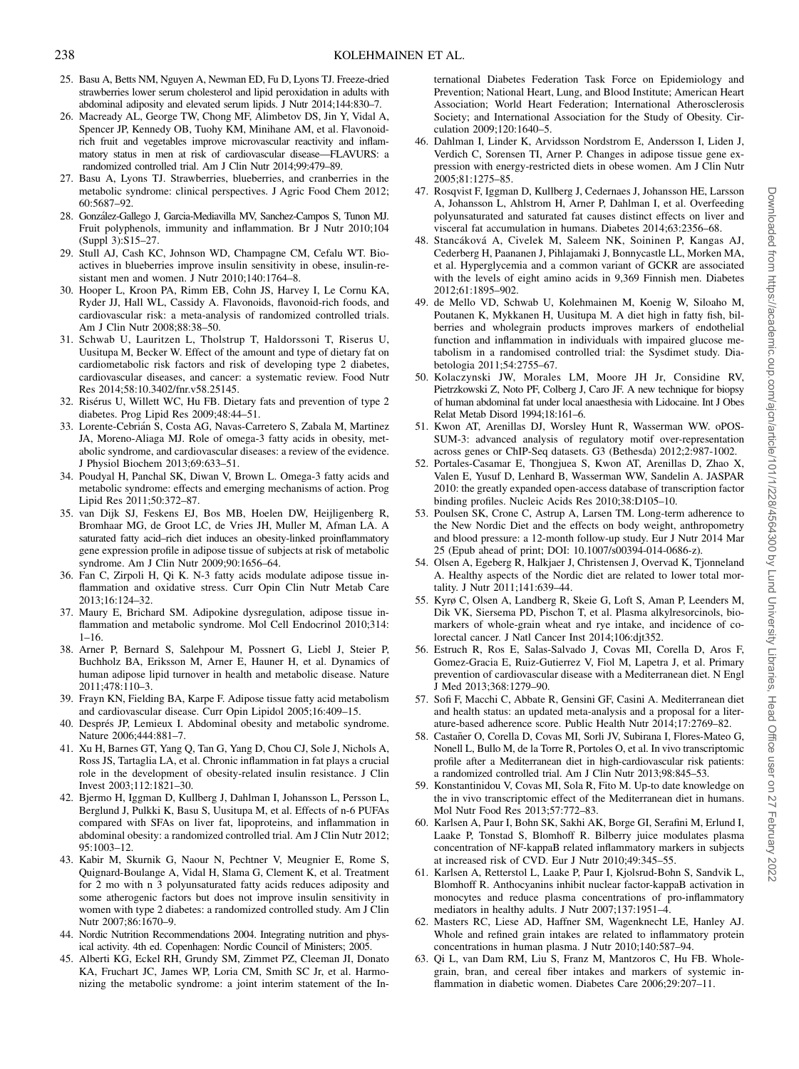25. Basu A, Betts NM, Nguyen A, Newman ED, Fu D, Lyons TJ. Freeze-dried strawberries lower serum cholesterol and lipid peroxidation in adults with abdominal adiposity and elevated serum lipids. J Nutr 2014;144:830–7.
26. Macready AL, George TW, Chong MF, Alimbetov DS, Jin Y, Vidal A, Spencer JP, Kennedy OB, Tuohy KM, Minihane AM, et al. Flavonoid-rich fruit and vegetables improve microvascular reactivity and inflammatory status in men at risk of cardiovascular disease—FLAVURS: a randomized controlled trial. Am J Clin Nutr 2014;99:479–89.
27. Basu A, Lyons TJ. Strawberries, blueberries, and cranberries in the metabolic syndrome: clinical perspectives. J Agric Food Chem 2012; 60:5687–92.
28. González-Gallego J, Garcia-Mediavilla MV, Sanchez-Campos S, Tunon MJ. Fruit polyphenols, immunity and inflammation. Br J Nutr 2010;104 (Suppl 3):S15–27.
29. Stull AJ, Cash KC, Johnson WD, Champagne CM, Cefalu WT. Bioactives in blueberries improve insulin sensitivity in obese, insulin-resistant men and women. J Nutr 2010;140:1764–8.
30. Hooper L, Kroon PA, Rimm EB, Cohn JS, Harvey I, Le Cornu KA, Ryder JJ, Hall WL, Cassidy A. Flavonoids, flavonoid-rich foods, and cardiovascular risk: a meta-analysis of randomized controlled trials. Am J Clin Nutr 2008;88:38–50.
31. Schwab U, Lauritzen L, Tholstrup T, Haldorssoni T, Riserus U, Uusitupa M, Becker W. Effect of the amount and type of dietary fat on cardiometabolic risk factors and risk of developing type 2 diabetes, cardiovascular diseases, and cancer: a systematic review. Food Nutr Res 2014;58:10.3402/fnr.v58.25145.
32. Risérus U, Willett WC, Hu FB. Dietary fats and prevention of type 2 diabetes. Prog Lipid Res 2009;48:44–51.
33. Lorente-Cebrián S, Costa AG, Navas-Carretero S, Zabala M, Martinez JA, Moreno-Aliaga MJ. Role of omega-3 fatty acids in obesity, metabolic syndrome, and cardiovascular diseases: a review of the evidence. J Physiol Biochem 2013;69:633–51.
34. Poudyal H, Panchal SK, Diwan V, Brown L. Omega-3 fatty acids and metabolic syndrome: effects and emerging mechanisms of action. Prog Lipid Res 2011;50:372–87.
35. van Dijk SJ, Feskens EJ, Bos MB, Hoelen DW, Heijligenberg R, Bromhaar MG, de Groot LC, de Vries JH, Muller M, Afman LA. A saturated fatty acid–rich diet induces an obesity-linked proinflammatory gene expression profile in adipose tissue of subjects at risk of metabolic syndrome. Am J Clin Nutr 2009;90:1656–64.
36. Fan C, Zirpoli H, Qi K. N-3 fatty acids modulate adipose tissue inflammation and oxidative stress. Curr Opin Clin Nutr Metab Care 2013;16:124–32.
37. Maury E, Brichard SM. Adipokine dysregulation, adipose tissue inflammation and metabolic syndrome. Mol Cell Endocrinol 2010;314: 1–16.
38. Arner P, Bernard S, Salehpour M, Possnert G, Liebl J, Steier P, Buchholz BA, Eriksson M, Arner E, Hauner H, et al. Dynamics of human adipose lipid turnover in health and metabolic disease. Nature 2011;478:110–3.
39. Frayn KN, Fielding BA, Karpe F. Adipose tissue fatty acid metabolism and cardiovascular disease. Curr Opin Lipidol 2005;16:409–15.
40. Després JP, Lemieux I. Abdominal obesity and metabolic syndrome. Nature 2006;444:881–7.
41. Xu H, Barnes GT, Yang Q, Tan G, Yang D, Chou CJ, Sole J, Nichols A, Ross JS, Tartaglia LA, et al. Chronic inflammation in fat plays a crucial role in the development of obesity-related insulin resistance. J Clin Invest 2003;112:1821–30.
42. Bjermo H, Iggman D, Kullberg J, Dahlman I, Johansson L, Persson L, Berglund J, Pulkki K, Basu S, Uusitupa M, et al. Effects of n-6 PUFAs compared with SFAs on liver fat, lipoproteins, and inflammation in abdominal obesity: a randomized controlled trial. Am J Clin Nutr 2012; 95:1003–12.
43. Kabir M, Skurnik G, Naour N, Pechtner V, Meugnier E, Rome S, Quignard-Boulange A, Vidal H, Slama G, Clement K, et al. Treatment for 2 mo with n 3 polyunsaturated fatty acids reduces adiposity and some atherogenic factors but does not improve insulin sensitivity in women with type 2 diabetes: a randomized controlled study. Am J Clin Nutr 2007;86:1670–9.
44. Nordic Nutrition Recommendations 2004. Integrating nutrition and physical activity. 4th ed. Copenhagen: Nordic Council of Ministers; 2005.
45. Alberti KG, Eckel RH, Grundy SM, Zimmet PZ, Cleeman JI, Donato KA, Fruchart JC, James WP, Loria CM, Smith SC Jr, et al. Harmonizing the metabolic syndrome: a joint interim statement of the International Diabetes Federation Task Force on Epidemiology and Prevention; National Heart, Lung, and Blood Institute; American Heart Association; World Heart Federation; International Atherosclerosis Society; and International Association for the Study of Obesity. Circulation 2009;120:1640–5.
46. Dahlman I, Linder K, Arvidsson Nordstrom E, Andersson I, Liden J, Verdich C, Sorensen TI, Arner P. Changes in adipose tissue gene expression with energy-restricted diets in obese women. Am J Clin Nutr 2005;81:1275–85.
47. Rosqvist F, Iggman D, Kullberg J, Cedernaes J, Johansson HE, Larsson A, Johansson L, Ahlstrom H, Arner P, Dahlman I, et al. Overfeeding polyunsaturated and saturated fat causes distinct effects on liver and visceral fat accumulation in humans. Diabetes 2014;63:2356–68.
48. Stancáková A, Civelek M, Saleem NK, Soininen P, Kangas AJ, Cederberg H, Paananen J, Pihlajamaki J, Bonnycastle LL, Morken MA, et al. Hyperglycemia and a common variant of GCKR are associated with the levels of eight amino acids in 9,369 Finnish men. Diabetes 2012;61:1895–902.
49. de Mello VD, Schwab U, Kolehmainen M, Koenig W, Siloaho M, Poutanen K, Mykkanen H, Uusitupa M. A diet high in fatty fish, bilberries and wholegrain products improves markers of endothelial function and inflammation in individuals with impaired glucose metabolism in a randomised controlled trial: the Sysdimet study. Diabetologia 2011;54:2755–67.
50. Kolaczynski JW, Morales LM, Moore JH Jr, Considine RV, Pietrzkowski Z, Noto PF, Colberg J, Caro JF. A new technique for biopsy of human abdominal fat under local anaesthesia with Lidocaine. Int J Obes Relat Metab Disord 1994;18:161–6.
51. Kwon AT, Arenillas DJ, Worsley Hunt R, Wasserman WW. oPOSSUM-3: advanced analysis of regulatory motif over-representation across genes or ChIP-Seq datasets. G3 (Bethesda) 2012;2:987-1002.
52. Portales-Casamar E, Thongjuea S, Kwon AT, Arenillas D, Zhao X, Valen E, Yusuf D, Lenhard B, Wasserman WW, Sandelin A. JASPAR 2010: the greatly expanded open-access database of transcription factor binding profiles. Nucleic Acids Res 2010;38:D105–10.
53. Poulsen SK, Crone C, Astrup A, Larsen TM. Long-term adherence to the New Nordic Diet and the effects on body weight, anthropometry and blood pressure: a 12-month follow-up study. Eur J Nutr 2014 Mar 25 (Epub ahead of print; DOI: 10.1007/s00394-014-0686-z).
54. Olsen A, Egeberg R, Halkjaer J, Christensen J, Overvad K, Tjonneland A. Healthy aspects of the Nordic diet are related to lower total mortality. J Nutr 2011;141:639–44.
55. Kyrø C, Olsen A, Landberg R, Skeie G, Loft S, Aman P, Leenders M, Dik VK, Siersema PD, Pischon T, et al. Plasma alkylresorcinols, biomarkers of whole-grain wheat and rye intake, and incidence of colorectal cancer. J Natl Cancer Inst 2014;106:djt352.
56. Estruch R, Ros E, Salas-Salvado J, Covas MI, Corella D, Aros F, Gomez-Gracia E, Ruiz-Gutierrez V, Fiol M, Lapetra J, et al. Primary prevention of cardiovascular disease with a Mediterranean diet. N Engl J Med 2013;368:1279–90.
57. Sofi F, Macchi C, Abbate R, Gensini GF, Casini A. Mediterranean diet and health status: an updated meta-analysis and a proposal for a literature-based adherence score. Public Health Nutr 2014;17:2769–82.
58. Castañer O, Corella D, Covas MI, Sorli JV, Subirana I, Flores-Mateo G, Nonell L, Bullo M, de la Torre R, Portoles O, et al. In vivo transcriptomic profile after a Mediterranean diet in high-cardiovascular risk patients: a randomized controlled trial. Am J Clin Nutr 2013;98:845–53.
59. Konstantinidou V, Covas MI, Sola R, Fito M. Up-to date knowledge on the in vivo transcriptomic effect of the Mediterranean diet in humans. Mol Nutr Food Res 2013;57:772–83.
60. Karlsen A, Paur I, Bohn SK, Sakhi AK, Borge GI, Serafini M, Erlund I, Laake P, Tonstad S, Blomhoff R. Bilberry juice modulates plasma concentration of NF-kappaB related inflammatory markers in subjects at increased risk of CVD. Eur J Nutr 2010;49:345–55.
61. Karlsen A, Retterstol L, Laake P, Paur I, Kjolsrud-Bohn S, Sandvik L, Blomhoff R. Anthocyanins inhibit nuclear factor-kappaB activation in monocytes and reduce plasma concentrations of pro-inflammatory mediators in healthy adults. J Nutr 2007;137:1951–4.
62. Masters RC, Liese AD, Haffner SM, Wagenknecht LE, Hanley AJ. Whole and refined grain intakes are related to inflammatory protein concentrations in human plasma. J Nutr 2010;140:587–94.
63. Qi L, van Dam RM, Liu S, Franz M, Mantzoros C, Hu FB. Whole-grain, bran, and cereal fiber intakes and markers of systemic inflammation in diabetic women. Diabetes Care 2006;29:207–11.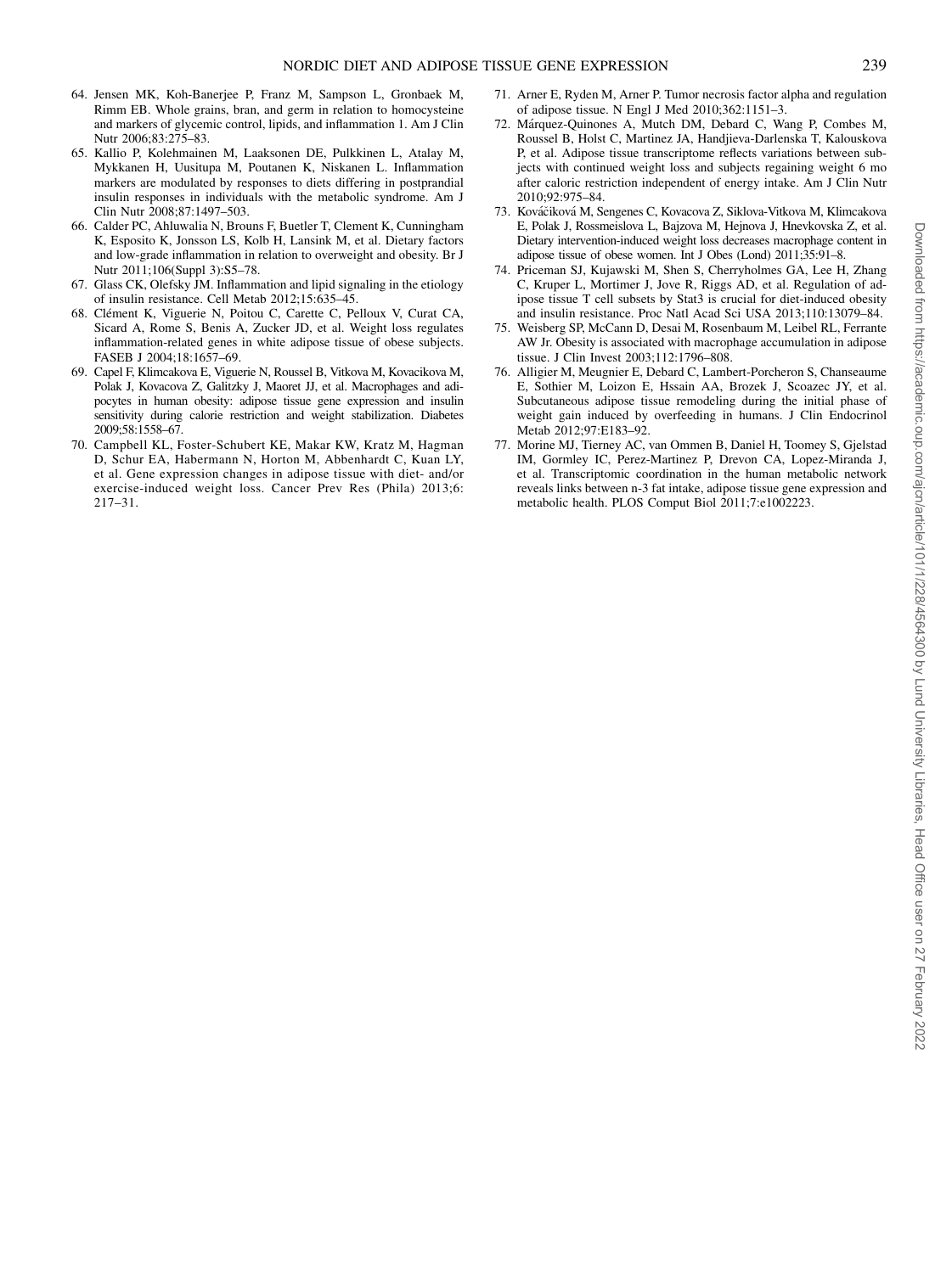64. Jensen MK, Koh-Banerjee P, Franz M, Sampson L, Gronbaek M, Rimm EB. Whole grains, bran, and germ in relation to homocysteine and markers of glycemic control, lipids, and inflammation 1. Am J Clin Nutr 2006;83:275–83.
65. Kallio P, Kolehmainen M, Laaksonen DE, Pulkkinen L, Atalay M, Mykkanen H, Uusitupa M, Poutanen K, Niskanen L. Inflammation markers are modulated by responses to diets differing in postprandial insulin responses in individuals with the metabolic syndrome. Am J Clin Nutr 2008;87:1497–503.
66. Calder PC, Ahluwalia N, Brouns F, Buetler T, Clement K, Cunningham K, Esposito K, Jonsson LS, Kolb H, Lansink M, et al. Dietary factors and low-grade inflammation in relation to overweight and obesity. Br J Nutr 2011;106(Suppl 3):S5–78.
67. Glass CK, Olefsky JM. Inflammation and lipid signaling in the etiology of insulin resistance. Cell Metab 2012;15:635–45.
68. Clément K, Viguerie N, Poitou C, Carette C, Pelloux V, Curat CA, Sicard A, Rome S, Benis A, Zucker JD, et al. Weight loss regulates inflammation-related genes in white adipose tissue of obese subjects. FASEB J 2004;18:1657–69.
69. Capel F, Klimcakova E, Viguerie N, Roussel B, Vitkova M, Kovacikova M, Polak J, Kovacova Z, Galitzky J, Maoret JJ, et al. Macrophages and adipocytes in human obesity: adipose tissue gene expression and insulin sensitivity during calorie restriction and weight stabilization. Diabetes 2009;58:1558–67.
70. Campbell KL, Foster-Schubert KE, Makar KW, Kratz M, Hagman D, Schur EA, Habermann N, Horton M, Abbenhardt C, Kuan LY, et al. Gene expression changes in adipose tissue with diet- and/or exercise-induced weight loss. Cancer Prev Res (Phila) 2013;6:217–31.
71. Arner E, Ryden M, Arner P. Tumor necrosis factor alpha and regulation of adipose tissue. N Engl J Med 2010;362:1151–3.
72. Márquez-Quinones A, Mutch DM, Debard C, Wang P, Combes M, Roussel B, Holst C, Martinez JA, Handjieva-Darlenska T, Kalouskova P, et al. Adipose tissue transcriptome reflects variations between subjects with continued weight loss and subjects regaining weight 6 mo after caloric restriction independent of energy intake. Am J Clin Nutr 2010;92:975–84.
73. Kováčiková M, Sengenes C, Kovacova Z, Siklova-Vitkova M, Klimcakova E, Polak J, Rossmeislova L, Bajzova M, Hejnova J, Hnevkovska Z, et al. Dietary intervention-induced weight loss decreases macrophage content in adipose tissue of obese women. Int J Obes (Lond) 2011;35:91–8.
74. Priceman SJ, Kujawski M, Shen S, Cherryholmes GA, Lee H, Zhang C, Kruper L, Mortimer J, Jove R, Riggs AD, et al. Regulation of adipose tissue T cell subsets by Stat3 is crucial for diet-induced obesity and insulin resistance. Proc Natl Acad Sci USA 2013;110:13079–84.
75. Weisberg SP, McCann D, Desai M, Rosenbaum M, Leibel RL, Ferrante AW Jr. Obesity is associated with macrophage accumulation in adipose tissue. J Clin Invest 2003;112:1796–808.
76. Alligier M, Meugnier E, Debard C, Lambert-Porcheron S, Chanseaume E, Sothier M, Loizon E, Hssain AA, Brozek J, Scoazec JY, et al. Subcutaneous adipose tissue remodeling during the initial phase of weight gain induced by overfeeding in humans. J Clin Endocrinol Metab 2012;97:E183–92.
77. Morine MJ, Tierney AC, van Ommen B, Daniel H, Toomey S, Gjelstad IM, Gormley IC, Perez-Martinez P, Drevon CA, Lopez-Miranda J, et al. Transcriptomic coordination in the human metabolic network reveals links between n-3 fat intake, adipose tissue gene expression and metabolic health. PLOS Comput Biol 2011;7:e1002223.